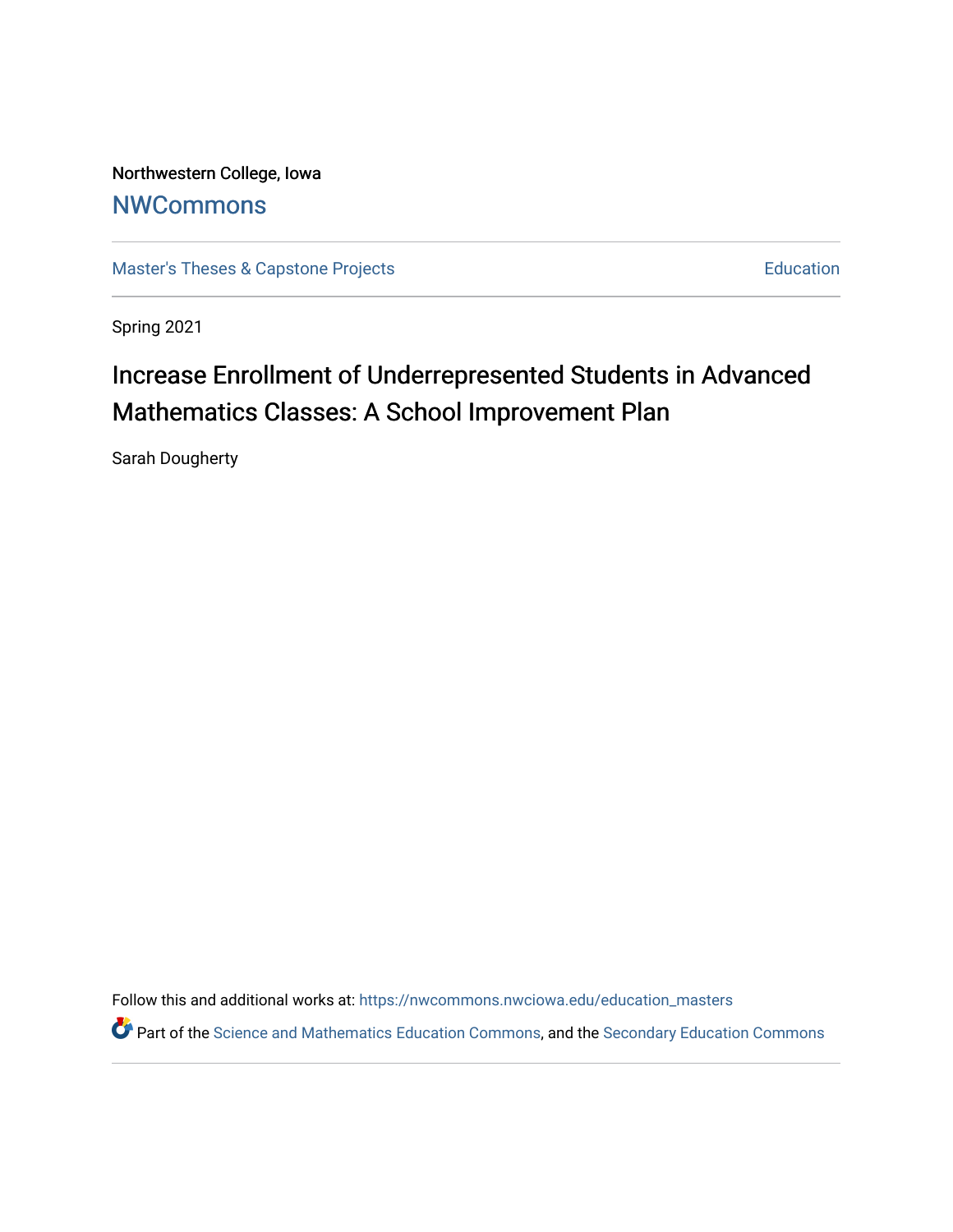Northwestern College, Iowa

# NWCommons

Master's Theses & Capstone Projects | Education

Spring 2021

# Increase Enrollment of Underrepresented Students in Advanced Mathematics Classes: A School Improvement Plan

Sarah Dougherty

Follow this and additional works at: https://nwcommons.nwciowa.edu/education_masters

Part of the Science and Mathematics Education Commons, and the Secondary Education Commons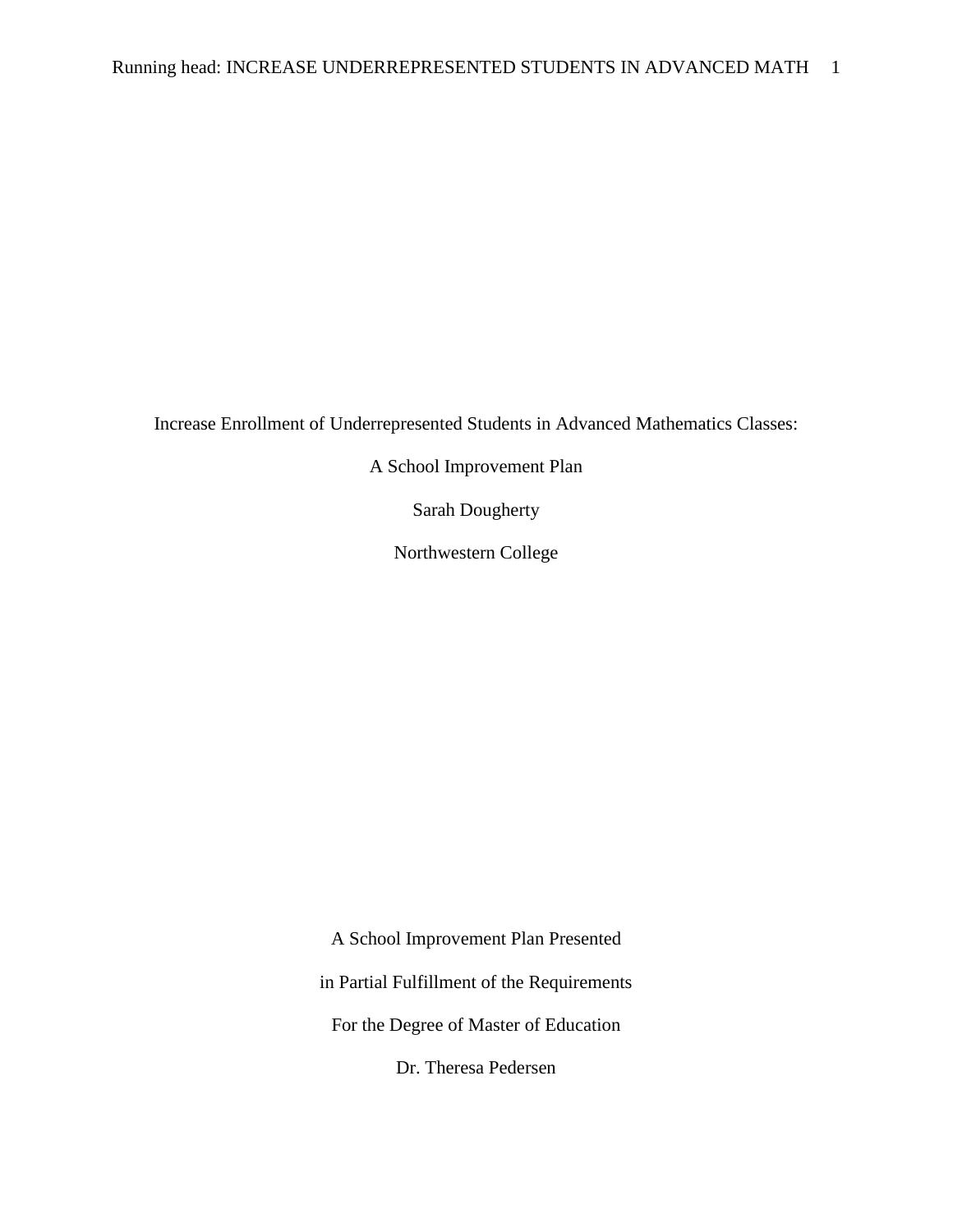Increase Enrollment of Underrepresented Students in Advanced Mathematics Classes:

A School Improvement Plan

Sarah Dougherty

Northwestern College

A School Improvement Plan Presented

in Partial Fulfillment of the Requirements

For the Degree of Master of Education

Dr. Theresa Pedersen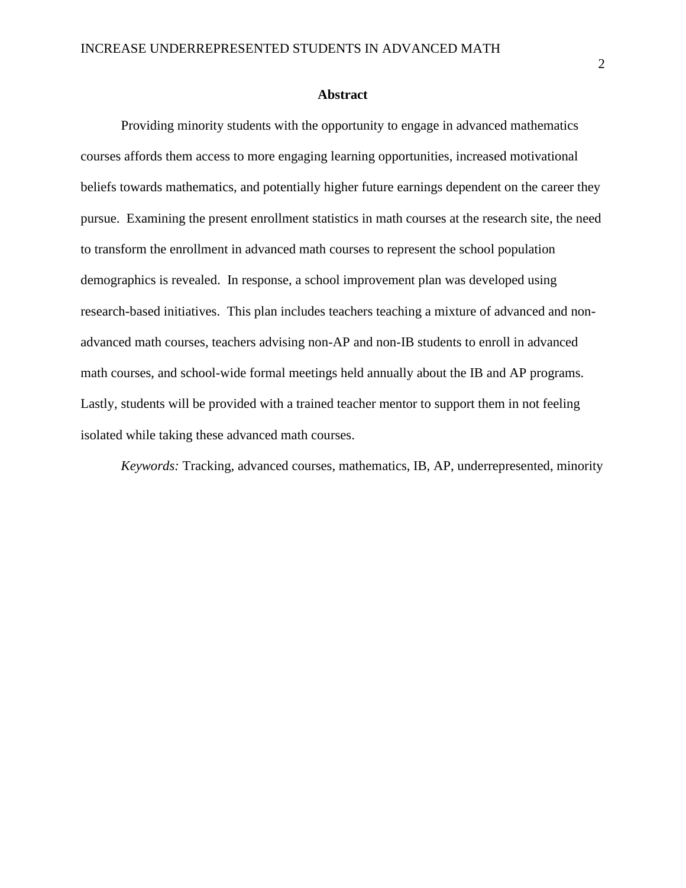## Abstract

Providing minority students with the opportunity to engage in advanced mathematics courses affords them access to more engaging learning opportunities, increased motivational beliefs towards mathematics, and potentially higher future earnings dependent on the career they pursue. Examining the present enrollment statistics in math courses at the research site, the need to transform the enrollment in advanced math courses to represent the school population demographics is revealed. In response, a school improvement plan was developed using research-based initiatives. This plan includes teachers teaching a mixture of advanced and non-advanced math courses, teachers advising non-AP and non-IB students to enroll in advanced math courses, and school-wide formal meetings held annually about the IB and AP programs. Lastly, students will be provided with a trained teacher mentor to support them in not feeling isolated while taking these advanced math courses.

*Keywords:* Tracking, advanced courses, mathematics, IB, AP, underrepresented, minority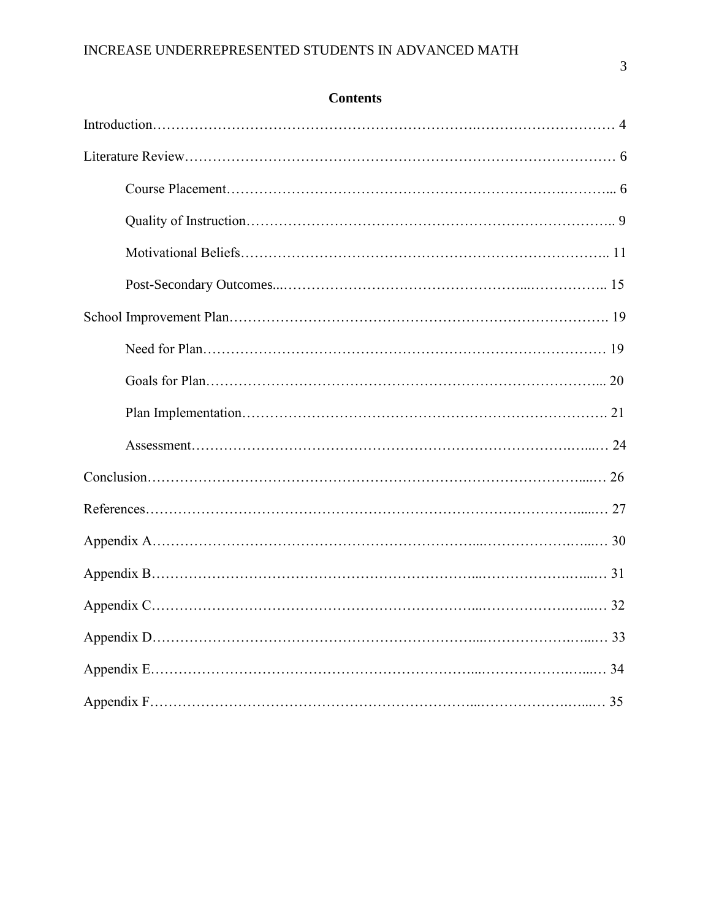## Contents

Introduction…………………………………………………………………………………… 4

Literature Review………………………………………………………………………………. 6

- Course Placement………………………………………………………………………... 6
- Quality of Instruction…………………………………………………………………….. 9
- Motivational Beliefs…………………………………………………………………….. 11
- Post-Secondary Outcomes...……………………………………………...…………….. 15

School Improvement Plan………………………………………………………………………. 19

- Need for Plan…………………………………………………………………………… 19
- Goals for Plan………………………………………………………………………….... 20
- Plan Implementation……………………………………………………………………. 21
- Assessment…………………………………………………………………………...… 24

Conclusion……………………………………………………………………………………...… 26

References………………………………………………………………………………….....… 27

Appendix A…………………………………………………………...……………………...… 30

Appendix B…………………………………………………………...……………………...… 31

Appendix C…………………………………………………………...……………………...… 32

Appendix D…………………………………………………………...……………………...… 33

Appendix E…………………………………………………………...……………………...… 34

Appendix F…………………………………………………………...……………………...… 35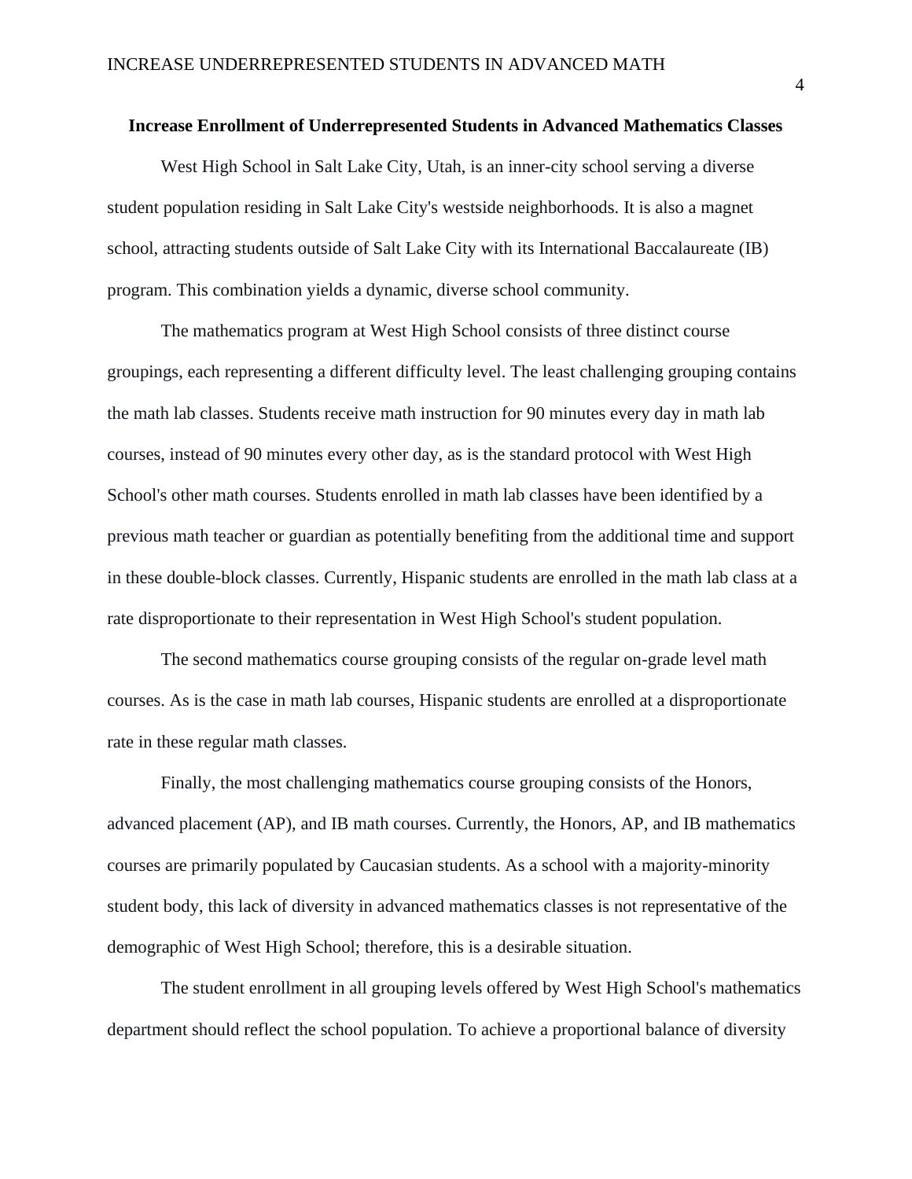**Increase Enrollment of Underrepresented Students in Advanced Mathematics Classes**

West High School in Salt Lake City, Utah, is an inner-city school serving a diverse student population residing in Salt Lake City's westside neighborhoods. It is also a magnet school, attracting students outside of Salt Lake City with its International Baccalaureate (IB) program. This combination yields a dynamic, diverse school community.

The mathematics program at West High School consists of three distinct course groupings, each representing a different difficulty level. The least challenging grouping contains the math lab classes. Students receive math instruction for 90 minutes every day in math lab courses, instead of 90 minutes every other day, as is the standard protocol with West High School's other math courses. Students enrolled in math lab classes have been identified by a previous math teacher or guardian as potentially benefiting from the additional time and support in these double-block classes. Currently, Hispanic students are enrolled in the math lab class at a rate disproportionate to their representation in West High School's student population.

The second mathematics course grouping consists of the regular on-grade level math courses. As is the case in math lab courses, Hispanic students are enrolled at a disproportionate rate in these regular math classes.

Finally, the most challenging mathematics course grouping consists of the Honors, advanced placement (AP), and IB math courses. Currently, the Honors, AP, and IB mathematics courses are primarily populated by Caucasian students. As a school with a majority-minority student body, this lack of diversity in advanced mathematics classes is not representative of the demographic of West High School; therefore, this is a desirable situation.

The student enrollment in all grouping levels offered by West High School's mathematics department should reflect the school population. To achieve a proportional balance of diversity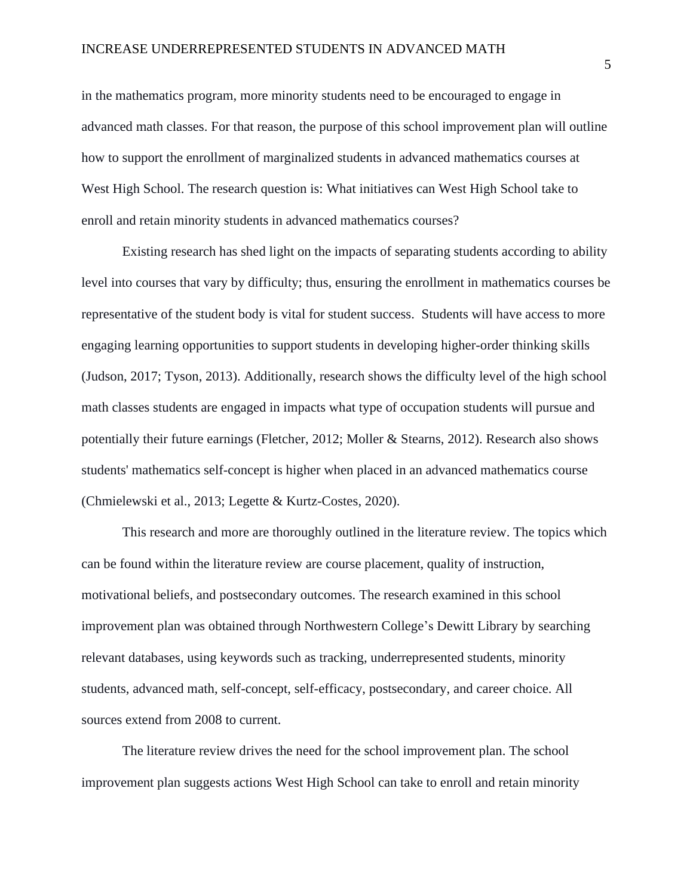in the mathematics program, more minority students need to be encouraged to engage in advanced math classes. For that reason, the purpose of this school improvement plan will outline how to support the enrollment of marginalized students in advanced mathematics courses at West High School. The research question is: What initiatives can West High School take to enroll and retain minority students in advanced mathematics courses?

Existing research has shed light on the impacts of separating students according to ability level into courses that vary by difficulty; thus, ensuring the enrollment in mathematics courses be representative of the student body is vital for student success. Students will have access to more engaging learning opportunities to support students in developing higher-order thinking skills (Judson, 2017; Tyson, 2013). Additionally, research shows the difficulty level of the high school math classes students are engaged in impacts what type of occupation students will pursue and potentially their future earnings (Fletcher, 2012; Moller & Stearns, 2012). Research also shows students' mathematics self-concept is higher when placed in an advanced mathematics course (Chmielewski et al., 2013; Legette & Kurtz-Costes, 2020).

This research and more are thoroughly outlined in the literature review. The topics which can be found within the literature review are course placement, quality of instruction, motivational beliefs, and postsecondary outcomes. The research examined in this school improvement plan was obtained through Northwestern College's Dewitt Library by searching relevant databases, using keywords such as tracking, underrepresented students, minority students, advanced math, self-concept, self-efficacy, postsecondary, and career choice. All sources extend from 2008 to current.

The literature review drives the need for the school improvement plan. The school improvement plan suggests actions West High School can take to enroll and retain minority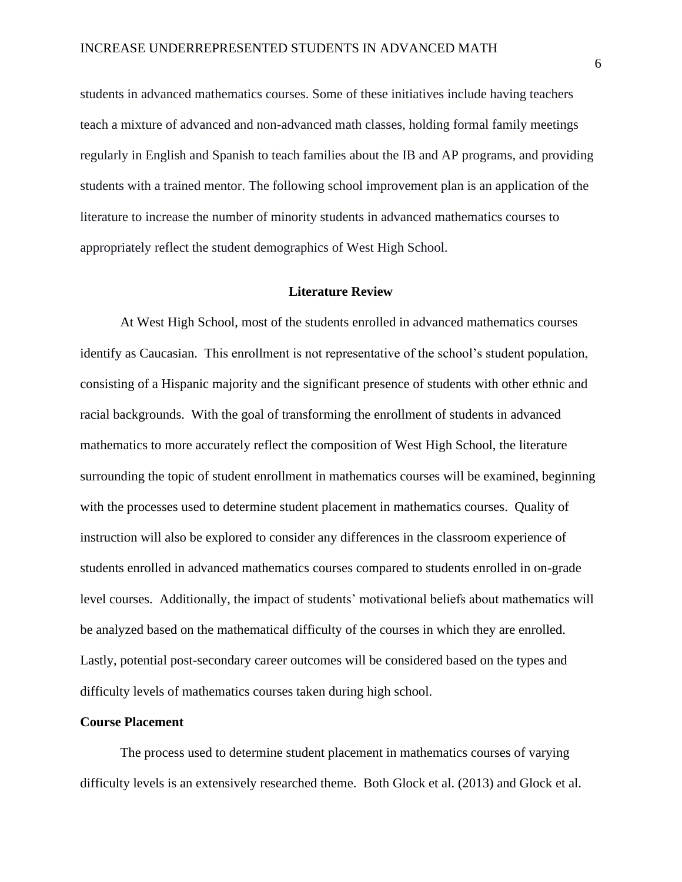students in advanced mathematics courses. Some of these initiatives include having teachers teach a mixture of advanced and non-advanced math classes, holding formal family meetings regularly in English and Spanish to teach families about the IB and AP programs, and providing students with a trained mentor. The following school improvement plan is an application of the literature to increase the number of minority students in advanced mathematics courses to appropriately reflect the student demographics of West High School.

## Literature Review

At West High School, most of the students enrolled in advanced mathematics courses identify as Caucasian. This enrollment is not representative of the school's student population, consisting of a Hispanic majority and the significant presence of students with other ethnic and racial backgrounds. With the goal of transforming the enrollment of students in advanced mathematics to more accurately reflect the composition of West High School, the literature surrounding the topic of student enrollment in mathematics courses will be examined, beginning with the processes used to determine student placement in mathematics courses. Quality of instruction will also be explored to consider any differences in the classroom experience of students enrolled in advanced mathematics courses compared to students enrolled in on-grade level courses. Additionally, the impact of students' motivational beliefs about mathematics will be analyzed based on the mathematical difficulty of the courses in which they are enrolled. Lastly, potential post-secondary career outcomes will be considered based on the types and difficulty levels of mathematics courses taken during high school.

### Course Placement

The process used to determine student placement in mathematics courses of varying difficulty levels is an extensively researched theme. Both Glock et al. (2013) and Glock et al.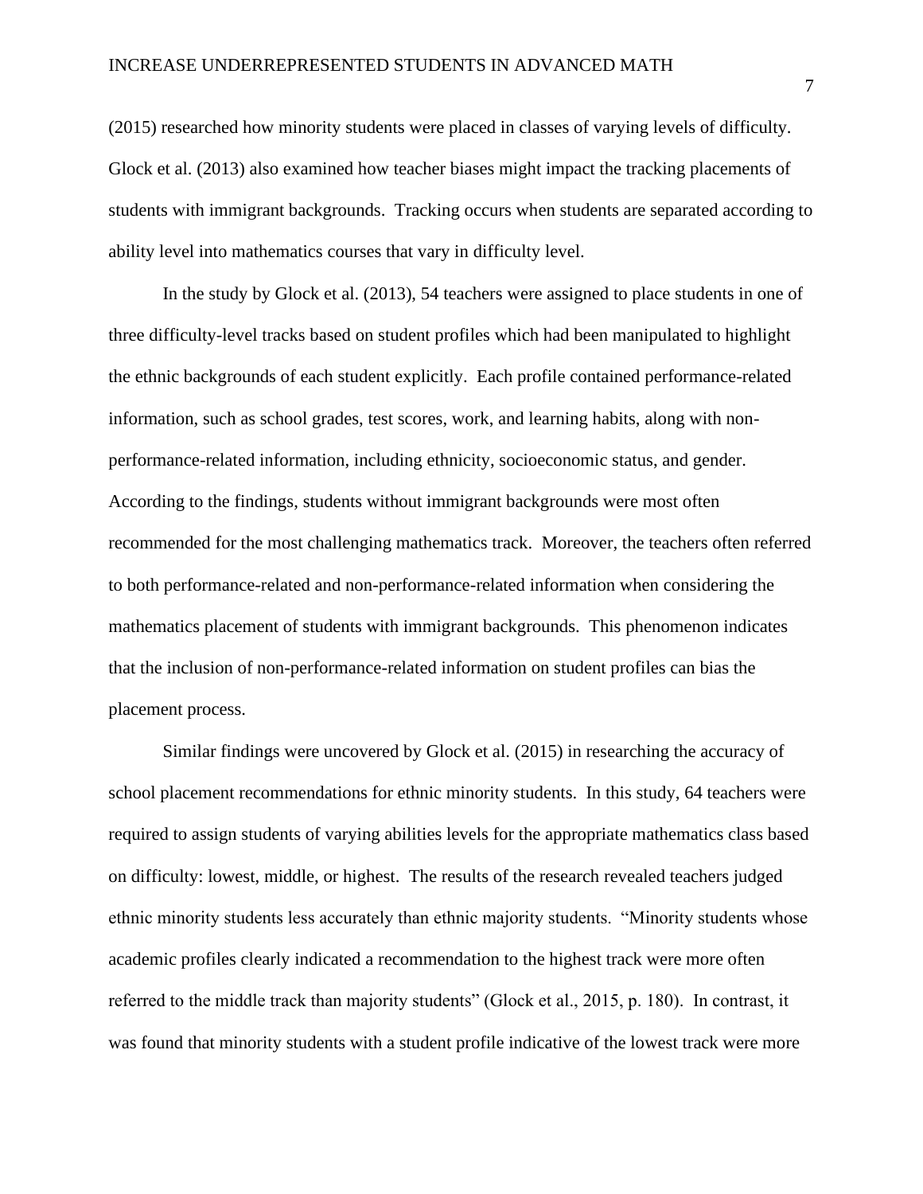(2015) researched how minority students were placed in classes of varying levels of difficulty. Glock et al. (2013) also examined how teacher biases might impact the tracking placements of students with immigrant backgrounds. Tracking occurs when students are separated according to ability level into mathematics courses that vary in difficulty level.

In the study by Glock et al. (2013), 54 teachers were assigned to place students in one of three difficulty-level tracks based on student profiles which had been manipulated to highlight the ethnic backgrounds of each student explicitly. Each profile contained performance-related information, such as school grades, test scores, work, and learning habits, along with non-performance-related information, including ethnicity, socioeconomic status, and gender. According to the findings, students without immigrant backgrounds were most often recommended for the most challenging mathematics track. Moreover, the teachers often referred to both performance-related and non-performance-related information when considering the mathematics placement of students with immigrant backgrounds. This phenomenon indicates that the inclusion of non-performance-related information on student profiles can bias the placement process.

Similar findings were uncovered by Glock et al. (2015) in researching the accuracy of school placement recommendations for ethnic minority students. In this study, 64 teachers were required to assign students of varying abilities levels for the appropriate mathematics class based on difficulty: lowest, middle, or highest. The results of the research revealed teachers judged ethnic minority students less accurately than ethnic majority students. "Minority students whose academic profiles clearly indicated a recommendation to the highest track were more often referred to the middle track than majority students" (Glock et al., 2015, p. 180). In contrast, it was found that minority students with a student profile indicative of the lowest track were more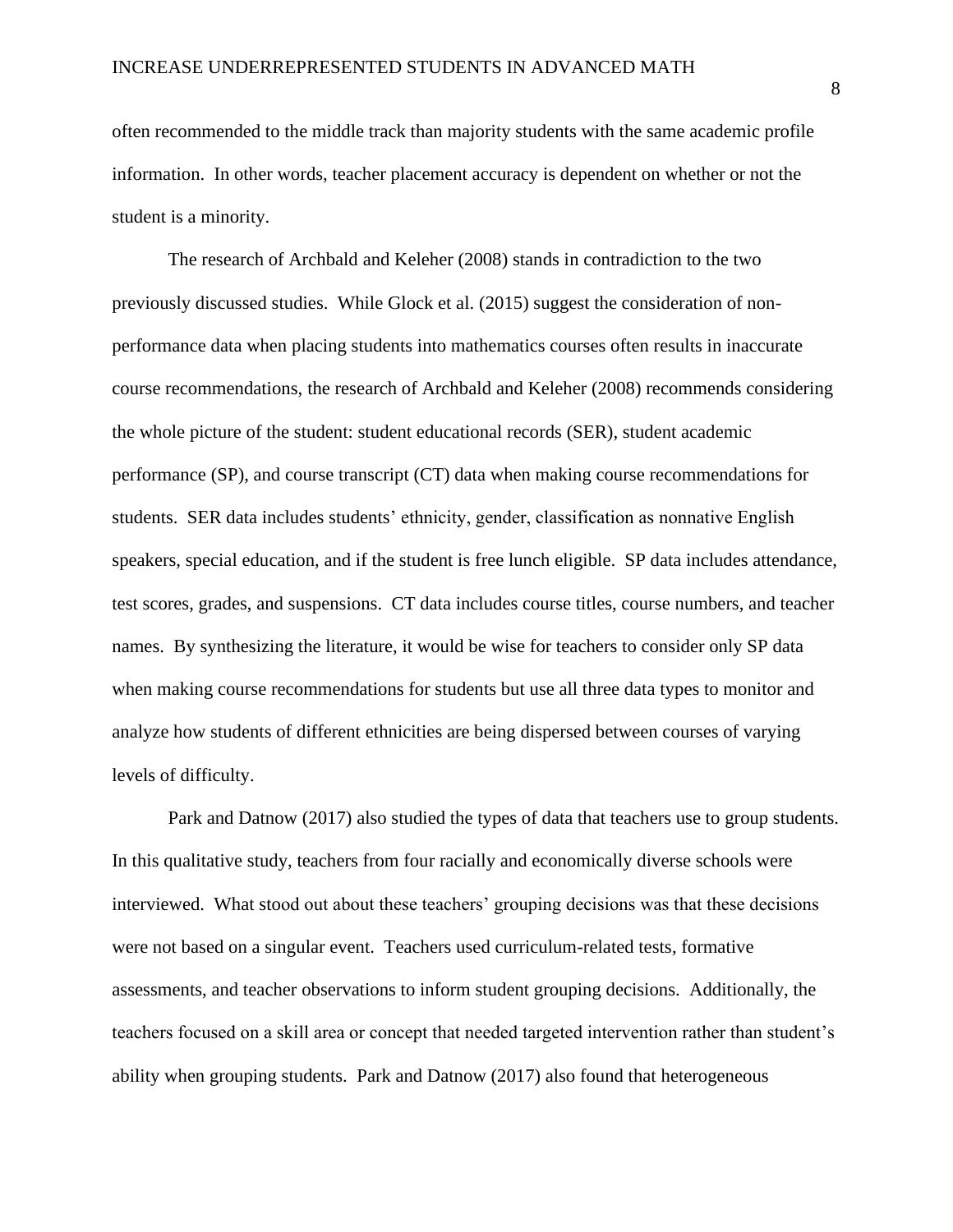often recommended to the middle track than majority students with the same academic profile information. In other words, teacher placement accuracy is dependent on whether or not the student is a minority.

The research of Archbald and Keleher (2008) stands in contradiction to the two previously discussed studies. While Glock et al. (2015) suggest the consideration of non-performance data when placing students into mathematics courses often results in inaccurate course recommendations, the research of Archbald and Keleher (2008) recommends considering the whole picture of the student: student educational records (SER), student academic performance (SP), and course transcript (CT) data when making course recommendations for students. SER data includes students' ethnicity, gender, classification as nonnative English speakers, special education, and if the student is free lunch eligible. SP data includes attendance, test scores, grades, and suspensions. CT data includes course titles, course numbers, and teacher names. By synthesizing the literature, it would be wise for teachers to consider only SP data when making course recommendations for students but use all three data types to monitor and analyze how students of different ethnicities are being dispersed between courses of varying levels of difficulty.

Park and Datnow (2017) also studied the types of data that teachers use to group students. In this qualitative study, teachers from four racially and economically diverse schools were interviewed. What stood out about these teachers' grouping decisions was that these decisions were not based on a singular event. Teachers used curriculum-related tests, formative assessments, and teacher observations to inform student grouping decisions. Additionally, the teachers focused on a skill area or concept that needed targeted intervention rather than student's ability when grouping students. Park and Datnow (2017) also found that heterogeneous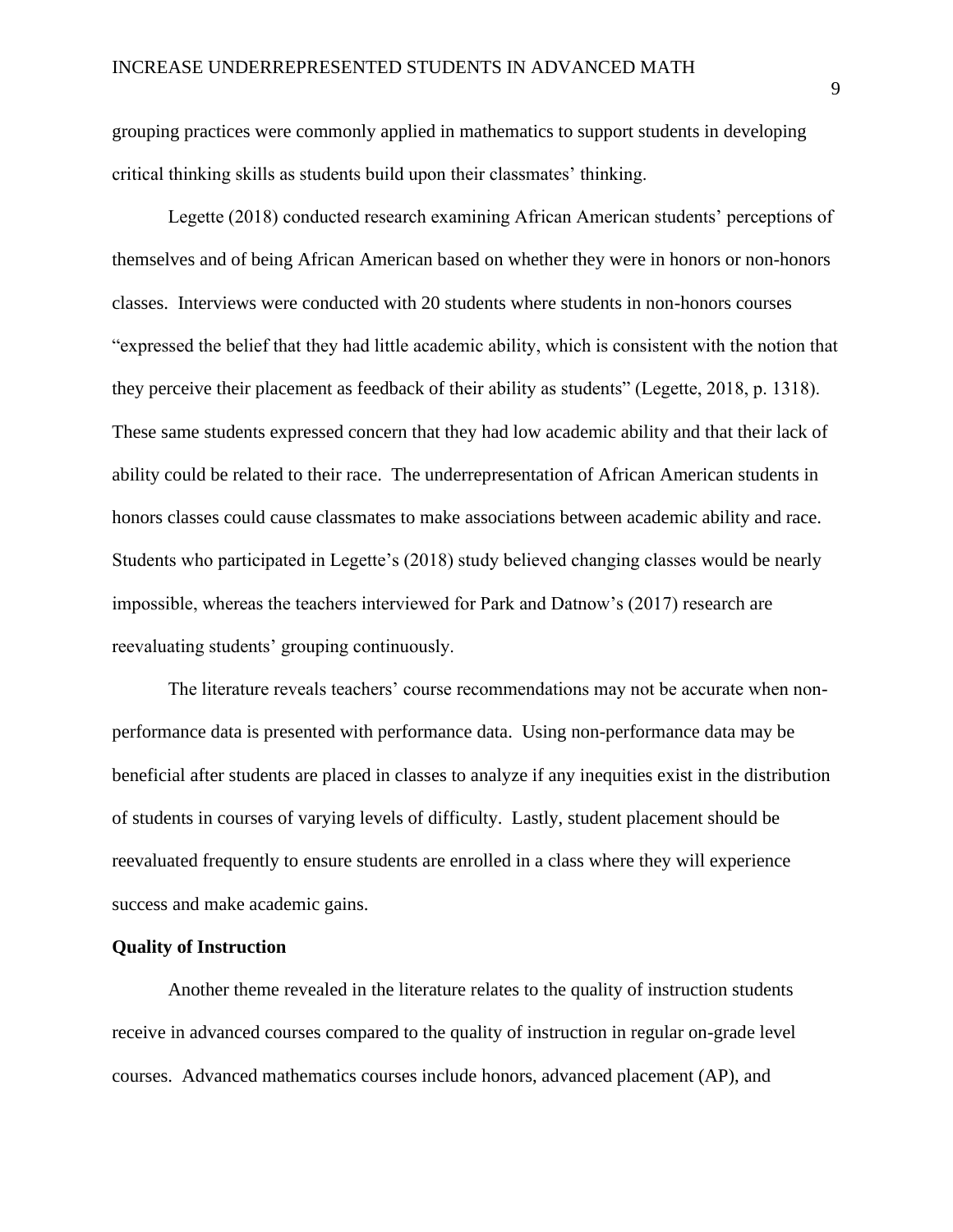grouping practices were commonly applied in mathematics to support students in developing critical thinking skills as students build upon their classmates' thinking.

Legette (2018) conducted research examining African American students' perceptions of themselves and of being African American based on whether they were in honors or non-honors classes. Interviews were conducted with 20 students where students in non-honors courses "expressed the belief that they had little academic ability, which is consistent with the notion that they perceive their placement as feedback of their ability as students" (Legette, 2018, p. 1318). These same students expressed concern that they had low academic ability and that their lack of ability could be related to their race. The underrepresentation of African American students in honors classes could cause classmates to make associations between academic ability and race. Students who participated in Legette's (2018) study believed changing classes would be nearly impossible, whereas the teachers interviewed for Park and Datnow's (2017) research are reevaluating students' grouping continuously.

The literature reveals teachers' course recommendations may not be accurate when non-performance data is presented with performance data. Using non-performance data may be beneficial after students are placed in classes to analyze if any inequities exist in the distribution of students in courses of varying levels of difficulty. Lastly, student placement should be reevaluated frequently to ensure students are enrolled in a class where they will experience success and make academic gains.

**Quality of Instruction**

Another theme revealed in the literature relates to the quality of instruction students receive in advanced courses compared to the quality of instruction in regular on-grade level courses. Advanced mathematics courses include honors, advanced placement (AP), and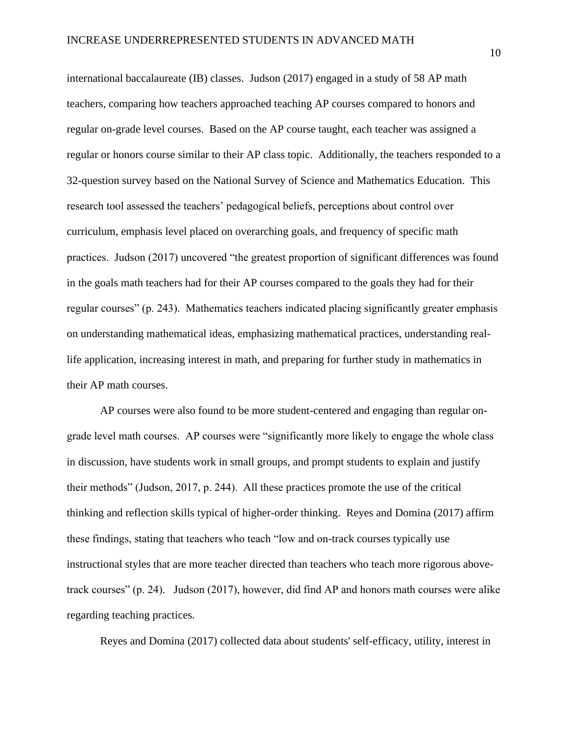international baccalaureate (IB) classes. Judson (2017) engaged in a study of 58 AP math teachers, comparing how teachers approached teaching AP courses compared to honors and regular on-grade level courses. Based on the AP course taught, each teacher was assigned a regular or honors course similar to their AP class topic. Additionally, the teachers responded to a 32-question survey based on the National Survey of Science and Mathematics Education. This research tool assessed the teachers' pedagogical beliefs, perceptions about control over curriculum, emphasis level placed on overarching goals, and frequency of specific math practices. Judson (2017) uncovered "the greatest proportion of significant differences was found in the goals math teachers had for their AP courses compared to the goals they had for their regular courses" (p. 243). Mathematics teachers indicated placing significantly greater emphasis on understanding mathematical ideas, emphasizing mathematical practices, understanding real-life application, increasing interest in math, and preparing for further study in mathematics in their AP math courses.

AP courses were also found to be more student-centered and engaging than regular on-grade level math courses. AP courses were "significantly more likely to engage the whole class in discussion, have students work in small groups, and prompt students to explain and justify their methods" (Judson, 2017, p. 244). All these practices promote the use of the critical thinking and reflection skills typical of higher-order thinking. Reyes and Domina (2017) affirm these findings, stating that teachers who teach "low and on-track courses typically use instructional styles that are more teacher directed than teachers who teach more rigorous above-track courses" (p. 24). Judson (2017), however, did find AP and honors math courses were alike regarding teaching practices.

Reyes and Domina (2017) collected data about students' self-efficacy, utility, interest in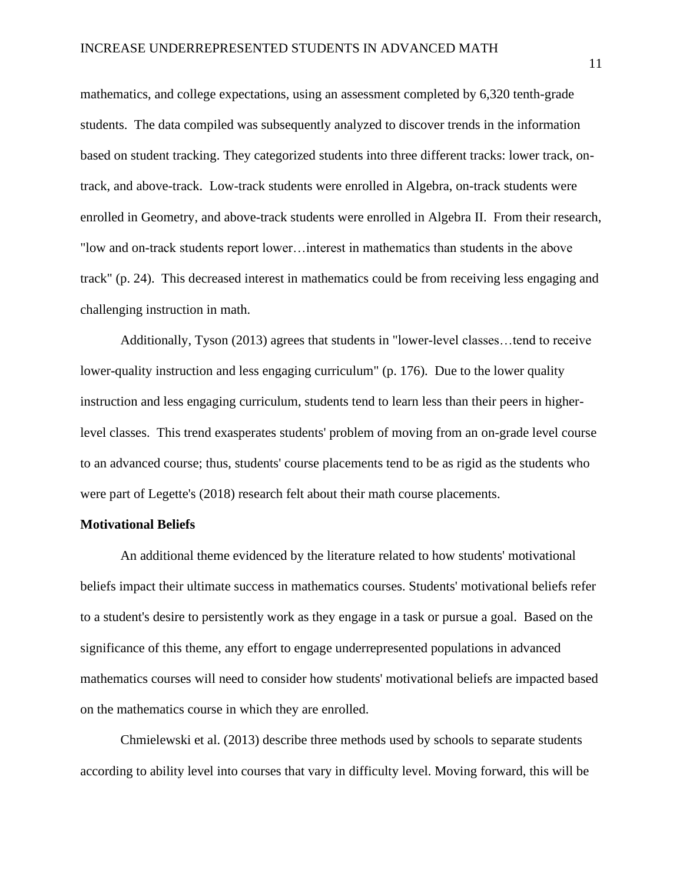mathematics, and college expectations, using an assessment completed by 6,320 tenth-grade students. The data compiled was subsequently analyzed to discover trends in the information based on student tracking. They categorized students into three different tracks: lower track, on-track, and above-track. Low-track students were enrolled in Algebra, on-track students were enrolled in Geometry, and above-track students were enrolled in Algebra II. From their research, "low and on-track students report lower…interest in mathematics than students in the above track" (p. 24). This decreased interest in mathematics could be from receiving less engaging and challenging instruction in math.

Additionally, Tyson (2013) agrees that students in "lower-level classes…tend to receive lower-quality instruction and less engaging curriculum" (p. 176). Due to the lower quality instruction and less engaging curriculum, students tend to learn less than their peers in higher-level classes. This trend exasperates students' problem of moving from an on-grade level course to an advanced course; thus, students' course placements tend to be as rigid as the students who were part of Legette's (2018) research felt about their math course placements.

**Motivational Beliefs**

An additional theme evidenced by the literature related to how students' motivational beliefs impact their ultimate success in mathematics courses. Students' motivational beliefs refer to a student's desire to persistently work as they engage in a task or pursue a goal. Based on the significance of this theme, any effort to engage underrepresented populations in advanced mathematics courses will need to consider how students' motivational beliefs are impacted based on the mathematics course in which they are enrolled.

Chmielewski et al. (2013) describe three methods used by schools to separate students according to ability level into courses that vary in difficulty level. Moving forward, this will be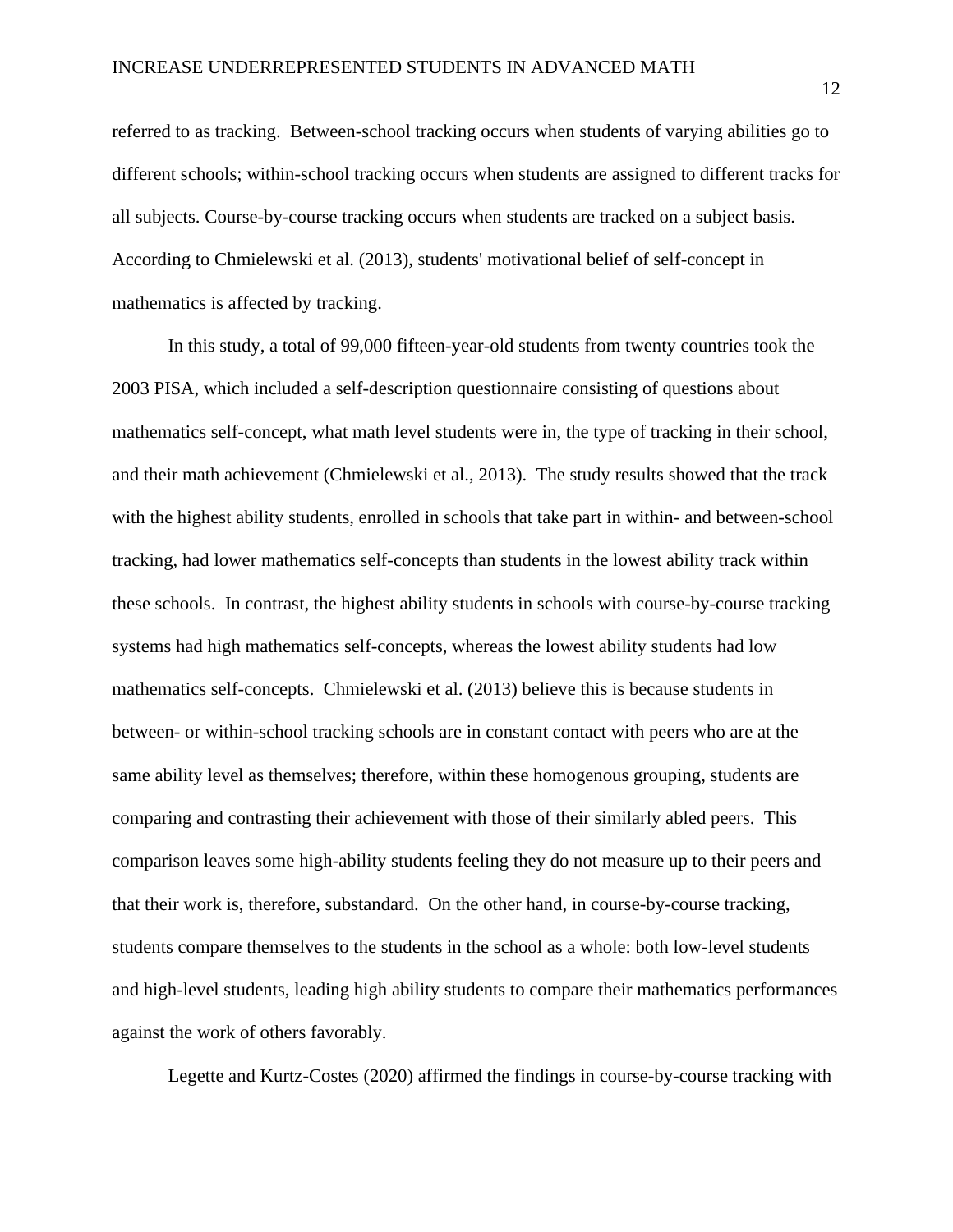referred to as tracking. Between-school tracking occurs when students of varying abilities go to different schools; within-school tracking occurs when students are assigned to different tracks for all subjects. Course-by-course tracking occurs when students are tracked on a subject basis. According to Chmielewski et al. (2013), students' motivational belief of self-concept in mathematics is affected by tracking.

In this study, a total of 99,000 fifteen-year-old students from twenty countries took the 2003 PISA, which included a self-description questionnaire consisting of questions about mathematics self-concept, what math level students were in, the type of tracking in their school, and their math achievement (Chmielewski et al., 2013). The study results showed that the track with the highest ability students, enrolled in schools that take part in within- and between-school tracking, had lower mathematics self-concepts than students in the lowest ability track within these schools. In contrast, the highest ability students in schools with course-by-course tracking systems had high mathematics self-concepts, whereas the lowest ability students had low mathematics self-concepts. Chmielewski et al. (2013) believe this is because students in between- or within-school tracking schools are in constant contact with peers who are at the same ability level as themselves; therefore, within these homogenous grouping, students are comparing and contrasting their achievement with those of their similarly abled peers. This comparison leaves some high-ability students feeling they do not measure up to their peers and that their work is, therefore, substandard. On the other hand, in course-by-course tracking, students compare themselves to the students in the school as a whole: both low-level students and high-level students, leading high ability students to compare their mathematics performances against the work of others favorably.

Legette and Kurtz-Costes (2020) affirmed the findings in course-by-course tracking with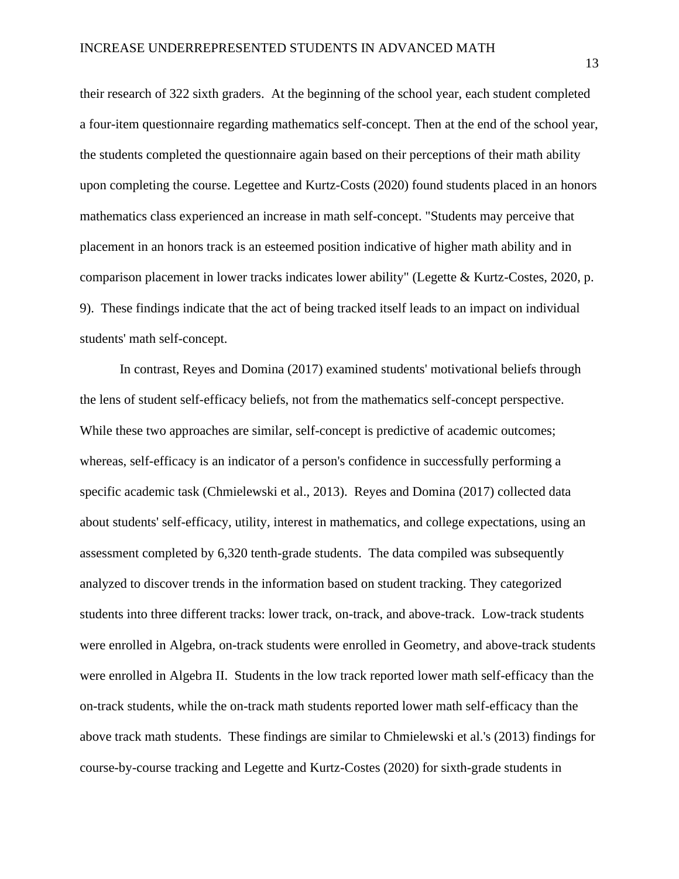their research of 322 sixth graders. At the beginning of the school year, each student completed a four-item questionnaire regarding mathematics self-concept. Then at the end of the school year, the students completed the questionnaire again based on their perceptions of their math ability upon completing the course. Legettee and Kurtz-Costs (2020) found students placed in an honors mathematics class experienced an increase in math self-concept. "Students may perceive that placement in an honors track is an esteemed position indicative of higher math ability and in comparison placement in lower tracks indicates lower ability" (Legette & Kurtz-Costes, 2020, p. 9). These findings indicate that the act of being tracked itself leads to an impact on individual students' math self-concept.

In contrast, Reyes and Domina (2017) examined students' motivational beliefs through the lens of student self-efficacy beliefs, not from the mathematics self-concept perspective. While these two approaches are similar, self-concept is predictive of academic outcomes; whereas, self-efficacy is an indicator of a person's confidence in successfully performing a specific academic task (Chmielewski et al., 2013). Reyes and Domina (2017) collected data about students' self-efficacy, utility, interest in mathematics, and college expectations, using an assessment completed by 6,320 tenth-grade students. The data compiled was subsequently analyzed to discover trends in the information based on student tracking. They categorized students into three different tracks: lower track, on-track, and above-track. Low-track students were enrolled in Algebra, on-track students were enrolled in Geometry, and above-track students were enrolled in Algebra II. Students in the low track reported lower math self-efficacy than the on-track students, while the on-track math students reported lower math self-efficacy than the above track math students. These findings are similar to Chmielewski et al.'s (2013) findings for course-by-course tracking and Legette and Kurtz-Costes (2020) for sixth-grade students in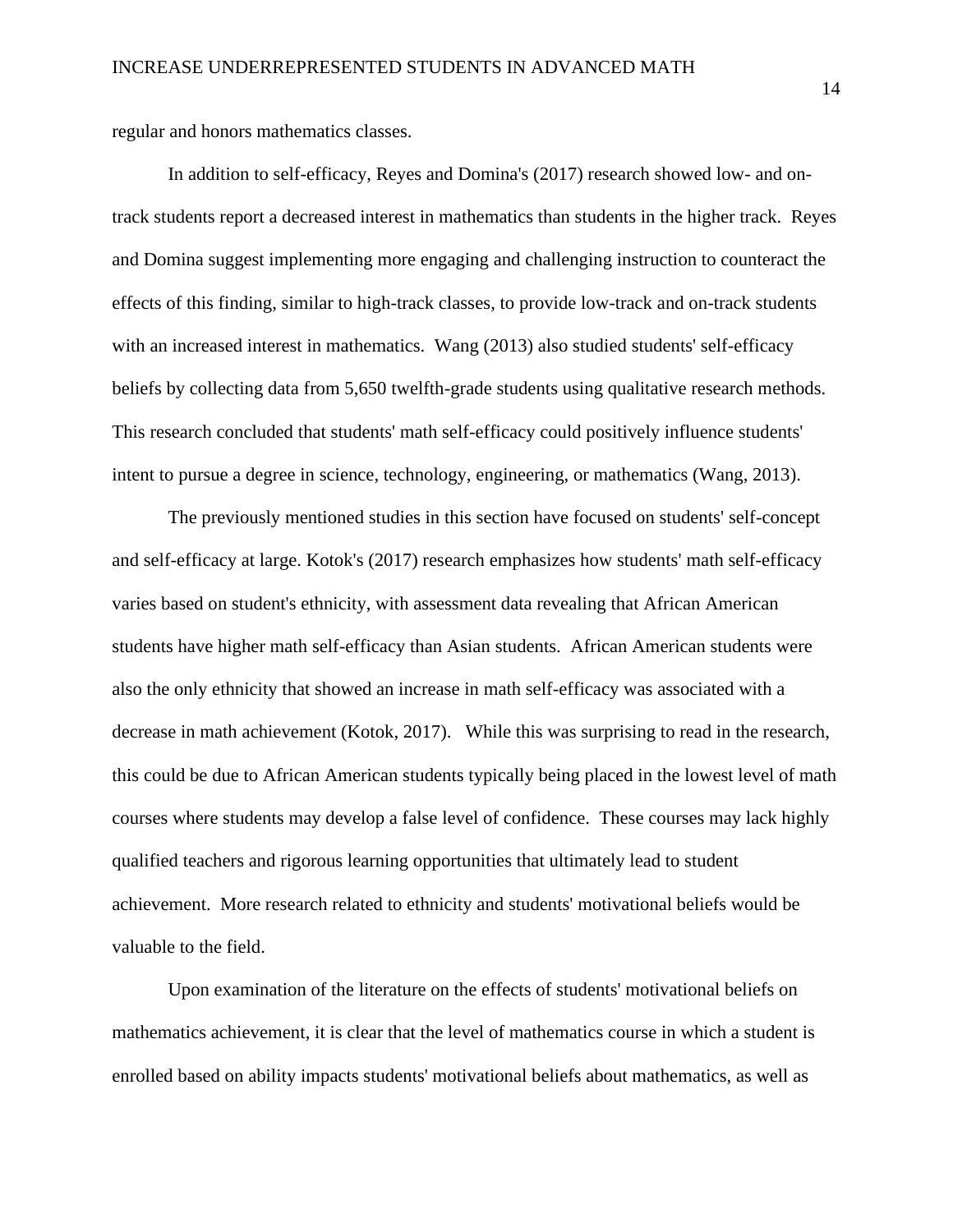regular and honors mathematics classes.

In addition to self-efficacy, Reyes and Domina's (2017) research showed low- and on-track students report a decreased interest in mathematics than students in the higher track. Reyes and Domina suggest implementing more engaging and challenging instruction to counteract the effects of this finding, similar to high-track classes, to provide low-track and on-track students with an increased interest in mathematics. Wang (2013) also studied students' self-efficacy beliefs by collecting data from 5,650 twelfth-grade students using qualitative research methods. This research concluded that students' math self-efficacy could positively influence students' intent to pursue a degree in science, technology, engineering, or mathematics (Wang, 2013).

The previously mentioned studies in this section have focused on students' self-concept and self-efficacy at large. Kotok's (2017) research emphasizes how students' math self-efficacy varies based on student's ethnicity, with assessment data revealing that African American students have higher math self-efficacy than Asian students. African American students were also the only ethnicity that showed an increase in math self-efficacy was associated with a decrease in math achievement (Kotok, 2017). While this was surprising to read in the research, this could be due to African American students typically being placed in the lowest level of math courses where students may develop a false level of confidence. These courses may lack highly qualified teachers and rigorous learning opportunities that ultimately lead to student achievement. More research related to ethnicity and students' motivational beliefs would be valuable to the field.

Upon examination of the literature on the effects of students' motivational beliefs on mathematics achievement, it is clear that the level of mathematics course in which a student is enrolled based on ability impacts students' motivational beliefs about mathematics, as well as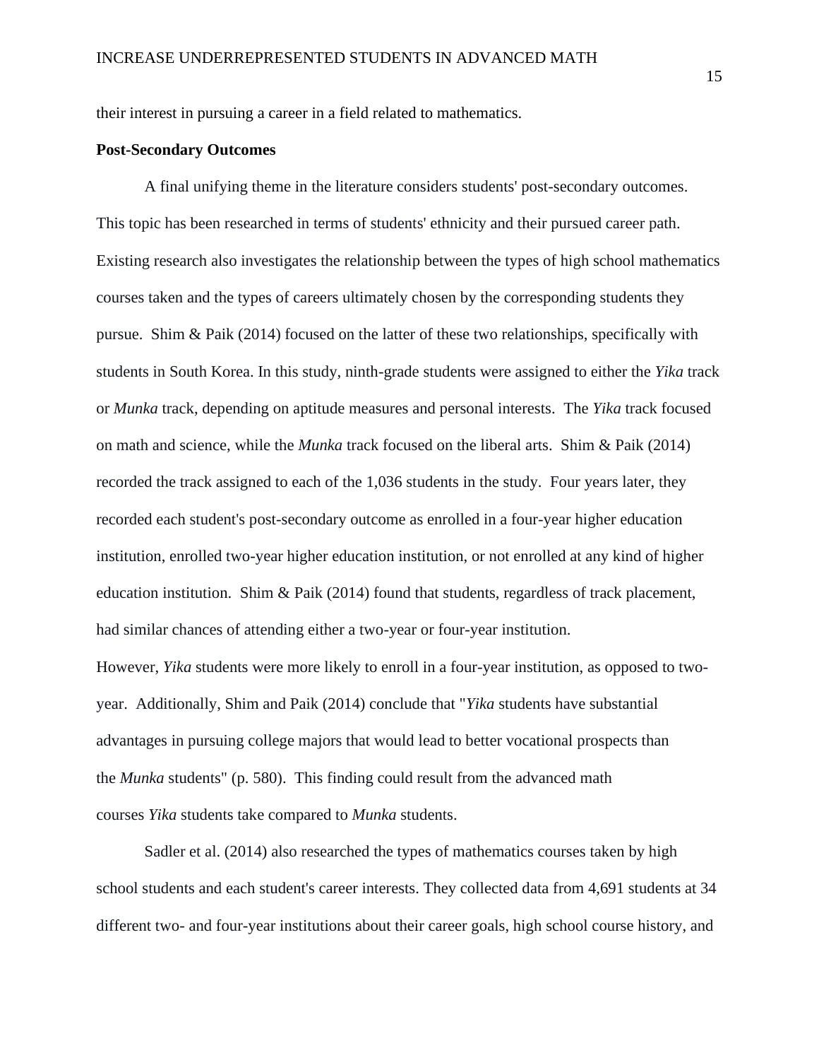their interest in pursuing a career in a field related to mathematics.

**Post-Secondary Outcomes**

A final unifying theme in the literature considers students' post-secondary outcomes. This topic has been researched in terms of students' ethnicity and their pursued career path. Existing research also investigates the relationship between the types of high school mathematics courses taken and the types of careers ultimately chosen by the corresponding students they pursue. Shim & Paik (2014) focused on the latter of these two relationships, specifically with students in South Korea. In this study, ninth-grade students were assigned to either the *Yika* track or *Munka* track, depending on aptitude measures and personal interests. The *Yika* track focused on math and science, while the *Munka* track focused on the liberal arts. Shim & Paik (2014) recorded the track assigned to each of the 1,036 students in the study. Four years later, they recorded each student's post-secondary outcome as enrolled in a four-year higher education institution, enrolled two-year higher education institution, or not enrolled at any kind of higher education institution. Shim & Paik (2014) found that students, regardless of track placement, had similar chances of attending either a two-year or four-year institution.
However, *Yika* students were more likely to enroll in a four-year institution, as opposed to two-year. Additionally, Shim and Paik (2014) conclude that "*Yika* students have substantial advantages in pursuing college majors that would lead to better vocational prospects than the *Munka* students" (p. 580). This finding could result from the advanced math courses *Yika* students take compared to *Munka* students.

Sadler et al. (2014) also researched the types of mathematics courses taken by high school students and each student's career interests. They collected data from 4,691 students at 34 different two- and four-year institutions about their career goals, high school course history, and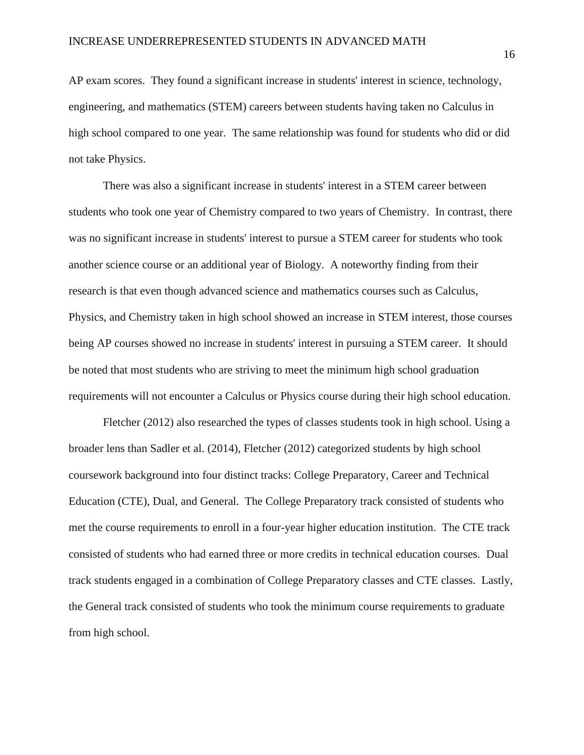AP exam scores. They found a significant increase in students' interest in science, technology, engineering, and mathematics (STEM) careers between students having taken no Calculus in high school compared to one year. The same relationship was found for students who did or did not take Physics.

There was also a significant increase in students' interest in a STEM career between students who took one year of Chemistry compared to two years of Chemistry. In contrast, there was no significant increase in students' interest to pursue a STEM career for students who took another science course or an additional year of Biology. A noteworthy finding from their research is that even though advanced science and mathematics courses such as Calculus, Physics, and Chemistry taken in high school showed an increase in STEM interest, those courses being AP courses showed no increase in students' interest in pursuing a STEM career. It should be noted that most students who are striving to meet the minimum high school graduation requirements will not encounter a Calculus or Physics course during their high school education.

Fletcher (2012) also researched the types of classes students took in high school. Using a broader lens than Sadler et al. (2014), Fletcher (2012) categorized students by high school coursework background into four distinct tracks: College Preparatory, Career and Technical Education (CTE), Dual, and General. The College Preparatory track consisted of students who met the course requirements to enroll in a four-year higher education institution. The CTE track consisted of students who had earned three or more credits in technical education courses. Dual track students engaged in a combination of College Preparatory classes and CTE classes. Lastly, the General track consisted of students who took the minimum course requirements to graduate from high school.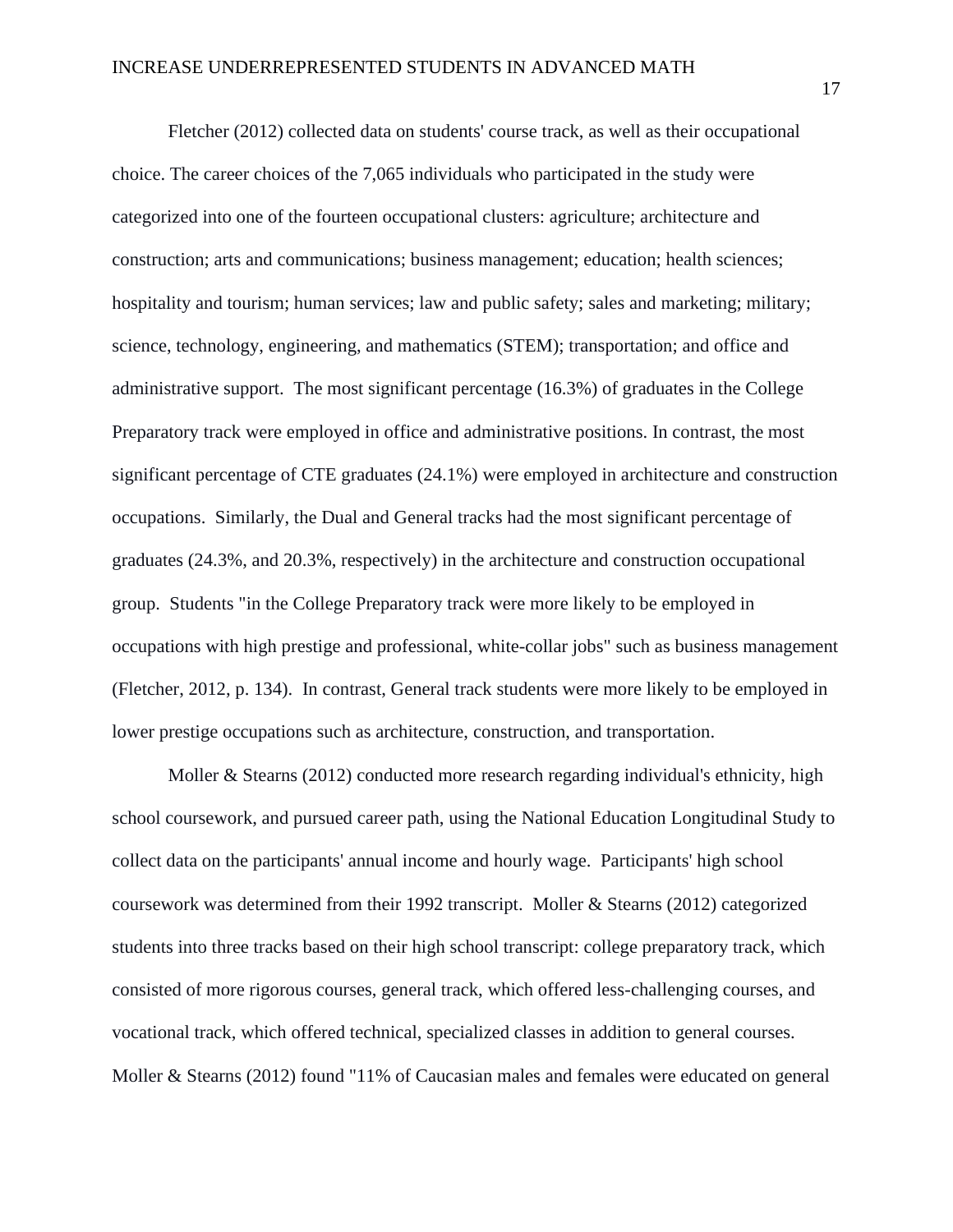Fletcher (2012) collected data on students' course track, as well as their occupational choice. The career choices of the 7,065 individuals who participated in the study were categorized into one of the fourteen occupational clusters: agriculture; architecture and construction; arts and communications; business management; education; health sciences; hospitality and tourism; human services; law and public safety; sales and marketing; military; science, technology, engineering, and mathematics (STEM); transportation; and office and administrative support. The most significant percentage (16.3%) of graduates in the College Preparatory track were employed in office and administrative positions. In contrast, the most significant percentage of CTE graduates (24.1%) were employed in architecture and construction occupations. Similarly, the Dual and General tracks had the most significant percentage of graduates (24.3%, and 20.3%, respectively) in the architecture and construction occupational group. Students "in the College Preparatory track were more likely to be employed in occupations with high prestige and professional, white-collar jobs" such as business management (Fletcher, 2012, p. 134). In contrast, General track students were more likely to be employed in lower prestige occupations such as architecture, construction, and transportation.

Moller & Stearns (2012) conducted more research regarding individual's ethnicity, high school coursework, and pursued career path, using the National Education Longitudinal Study to collect data on the participants' annual income and hourly wage. Participants' high school coursework was determined from their 1992 transcript. Moller & Stearns (2012) categorized students into three tracks based on their high school transcript: college preparatory track, which consisted of more rigorous courses, general track, which offered less-challenging courses, and vocational track, which offered technical, specialized classes in addition to general courses. Moller & Stearns (2012) found "11% of Caucasian males and females were educated on general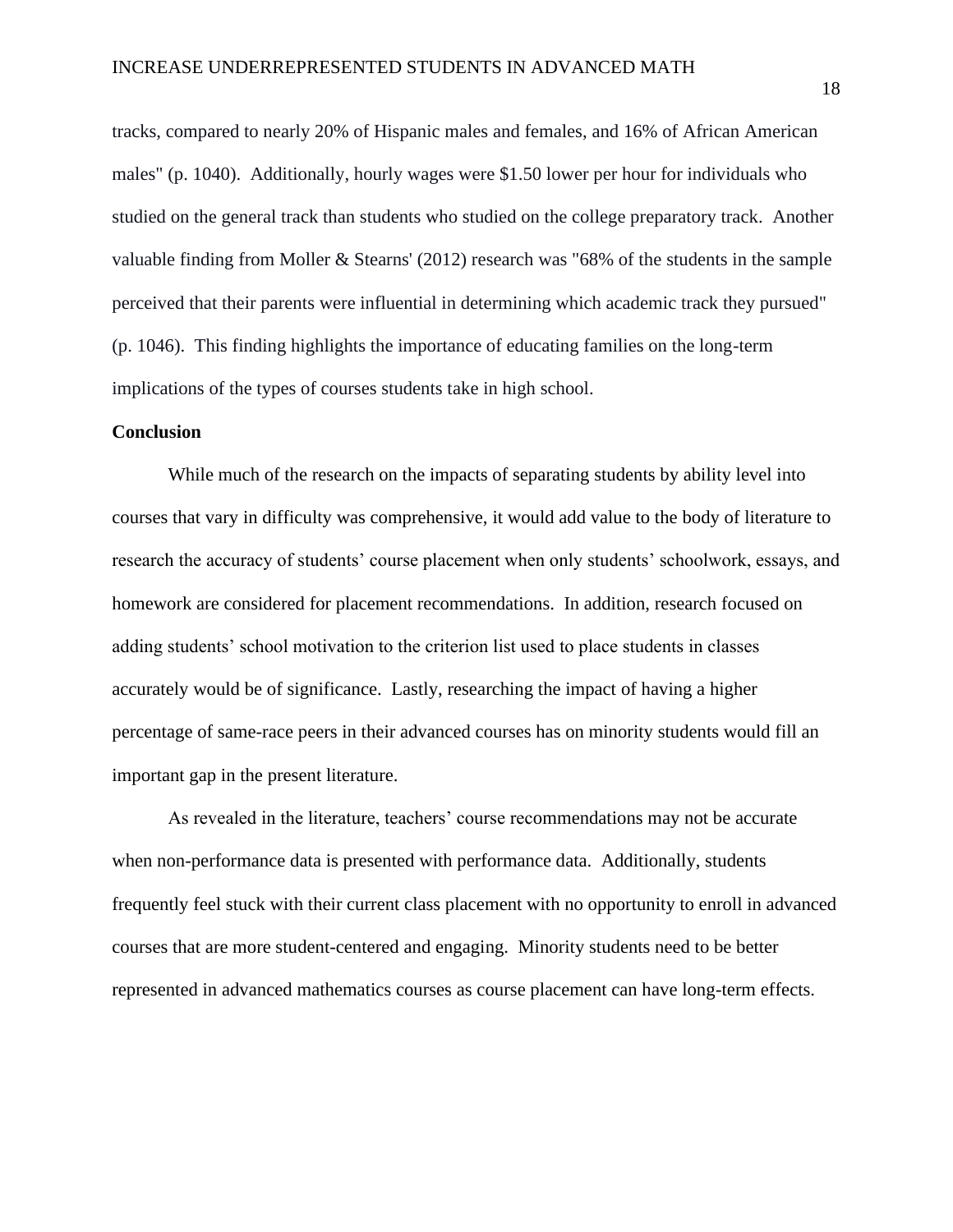tracks, compared to nearly 20% of Hispanic males and females, and 16% of African American males" (p. 1040). Additionally, hourly wages were $1.50 lower per hour for individuals who studied on the general track than students who studied on the college preparatory track. Another valuable finding from Moller & Stearns' (2012) research was "68% of the students in the sample perceived that their parents were influential in determining which academic track they pursued" (p. 1046). This finding highlights the importance of educating families on the long-term implications of the types of courses students take in high school.

**Conclusion**

While much of the research on the impacts of separating students by ability level into courses that vary in difficulty was comprehensive, it would add value to the body of literature to research the accuracy of students' course placement when only students' schoolwork, essays, and homework are considered for placement recommendations. In addition, research focused on adding students' school motivation to the criterion list used to place students in classes accurately would be of significance. Lastly, researching the impact of having a higher percentage of same-race peers in their advanced courses has on minority students would fill an important gap in the present literature.

As revealed in the literature, teachers' course recommendations may not be accurate when non-performance data is presented with performance data. Additionally, students frequently feel stuck with their current class placement with no opportunity to enroll in advanced courses that are more student-centered and engaging. Minority students need to be better represented in advanced mathematics courses as course placement can have long-term effects.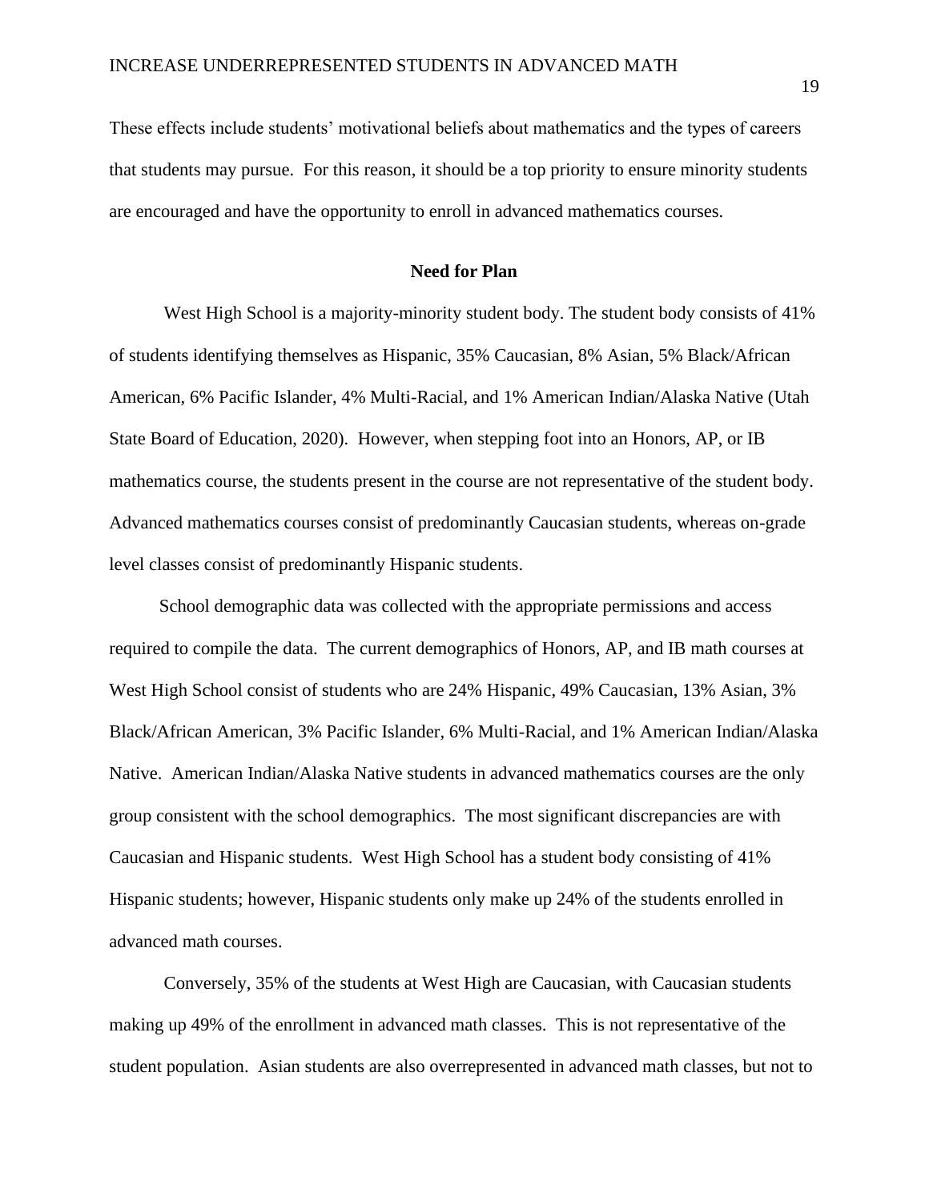These effects include students' motivational beliefs about mathematics and the types of careers that students may pursue. For this reason, it should be a top priority to ensure minority students are encouraged and have the opportunity to enroll in advanced mathematics courses.

## Need for Plan

West High School is a majority-minority student body. The student body consists of 41% of students identifying themselves as Hispanic, 35% Caucasian, 8% Asian, 5% Black/African American, 6% Pacific Islander, 4% Multi-Racial, and 1% American Indian/Alaska Native (Utah State Board of Education, 2020). However, when stepping foot into an Honors, AP, or IB mathematics course, the students present in the course are not representative of the student body. Advanced mathematics courses consist of predominantly Caucasian students, whereas on-grade level classes consist of predominantly Hispanic students.

School demographic data was collected with the appropriate permissions and access required to compile the data. The current demographics of Honors, AP, and IB math courses at West High School consist of students who are 24% Hispanic, 49% Caucasian, 13% Asian, 3% Black/African American, 3% Pacific Islander, 6% Multi-Racial, and 1% American Indian/Alaska Native. American Indian/Alaska Native students in advanced mathematics courses are the only group consistent with the school demographics. The most significant discrepancies are with Caucasian and Hispanic students. West High School has a student body consisting of 41% Hispanic students; however, Hispanic students only make up 24% of the students enrolled in advanced math courses.

Conversely, 35% of the students at West High are Caucasian, with Caucasian students making up 49% of the enrollment in advanced math classes. This is not representative of the student population. Asian students are also overrepresented in advanced math classes, but not to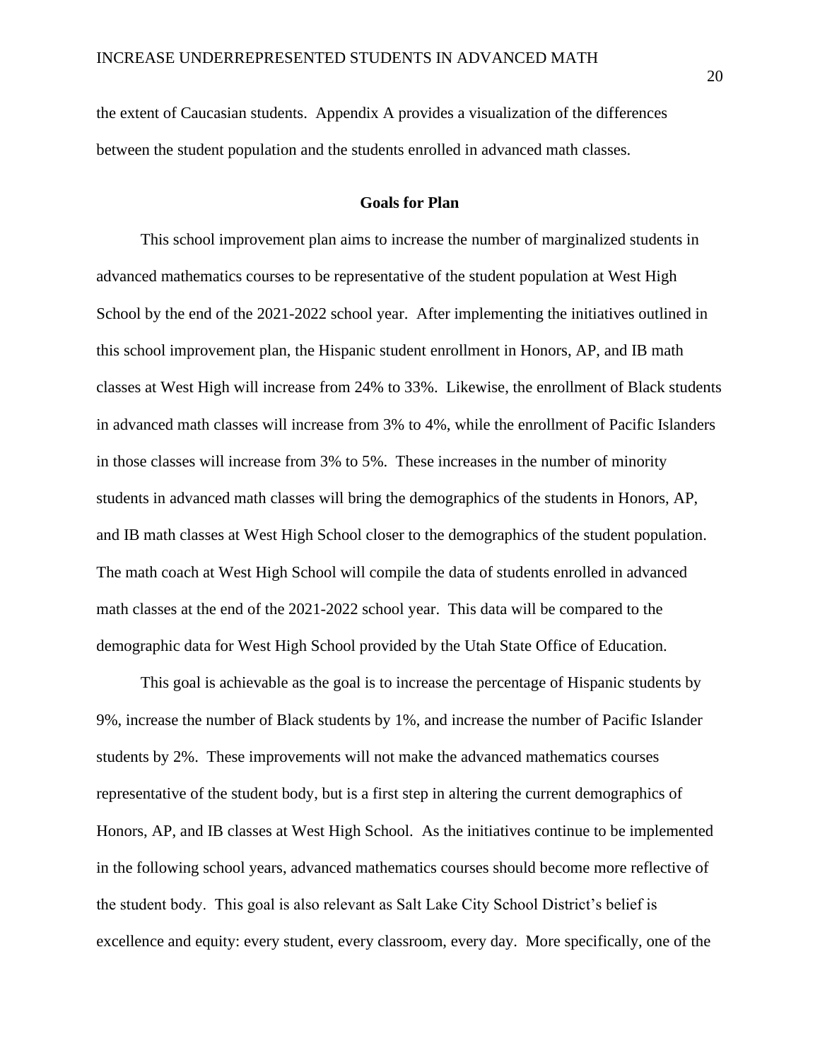the extent of Caucasian students. Appendix A provides a visualization of the differences between the student population and the students enrolled in advanced math classes.

## Goals for Plan

This school improvement plan aims to increase the number of marginalized students in advanced mathematics courses to be representative of the student population at West High School by the end of the 2021-2022 school year. After implementing the initiatives outlined in this school improvement plan, the Hispanic student enrollment in Honors, AP, and IB math classes at West High will increase from 24% to 33%. Likewise, the enrollment of Black students in advanced math classes will increase from 3% to 4%, while the enrollment of Pacific Islanders in those classes will increase from 3% to 5%. These increases in the number of minority students in advanced math classes will bring the demographics of the students in Honors, AP, and IB math classes at West High School closer to the demographics of the student population. The math coach at West High School will compile the data of students enrolled in advanced math classes at the end of the 2021-2022 school year. This data will be compared to the demographic data for West High School provided by the Utah State Office of Education.

This goal is achievable as the goal is to increase the percentage of Hispanic students by 9%, increase the number of Black students by 1%, and increase the number of Pacific Islander students by 2%. These improvements will not make the advanced mathematics courses representative of the student body, but is a first step in altering the current demographics of Honors, AP, and IB classes at West High School. As the initiatives continue to be implemented in the following school years, advanced mathematics courses should become more reflective of the student body. This goal is also relevant as Salt Lake City School District's belief is excellence and equity: every student, every classroom, every day. More specifically, one of the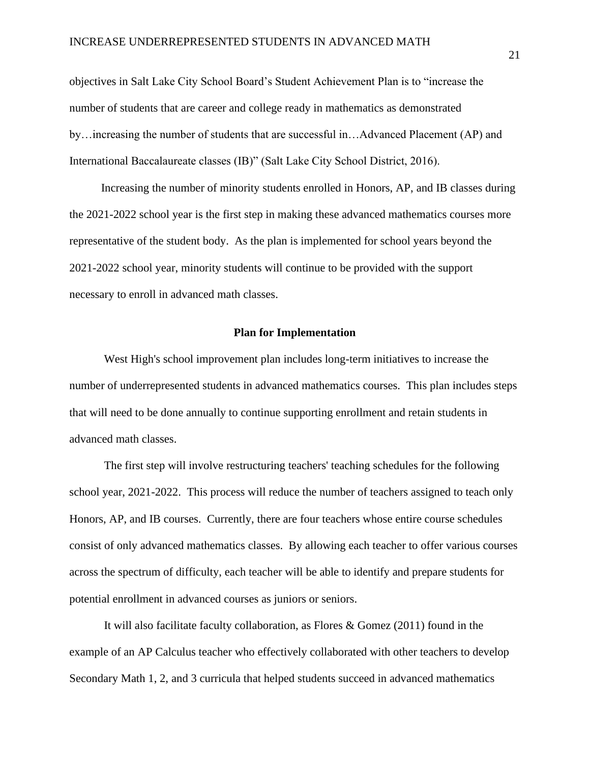objectives in Salt Lake City School Board's Student Achievement Plan is to "increase the number of students that are career and college ready in mathematics as demonstrated by…increasing the number of students that are successful in…Advanced Placement (AP) and International Baccalaureate classes (IB)" (Salt Lake City School District, 2016).

Increasing the number of minority students enrolled in Honors, AP, and IB classes during the 2021-2022 school year is the first step in making these advanced mathematics courses more representative of the student body. As the plan is implemented for school years beyond the 2021-2022 school year, minority students will continue to be provided with the support necessary to enroll in advanced math classes.

## Plan for Implementation

West High's school improvement plan includes long-term initiatives to increase the number of underrepresented students in advanced mathematics courses. This plan includes steps that will need to be done annually to continue supporting enrollment and retain students in advanced math classes.

The first step will involve restructuring teachers' teaching schedules for the following school year, 2021-2022. This process will reduce the number of teachers assigned to teach only Honors, AP, and IB courses. Currently, there are four teachers whose entire course schedules consist of only advanced mathematics classes. By allowing each teacher to offer various courses across the spectrum of difficulty, each teacher will be able to identify and prepare students for potential enrollment in advanced courses as juniors or seniors.

It will also facilitate faculty collaboration, as Flores & Gomez (2011) found in the example of an AP Calculus teacher who effectively collaborated with other teachers to develop Secondary Math 1, 2, and 3 curricula that helped students succeed in advanced mathematics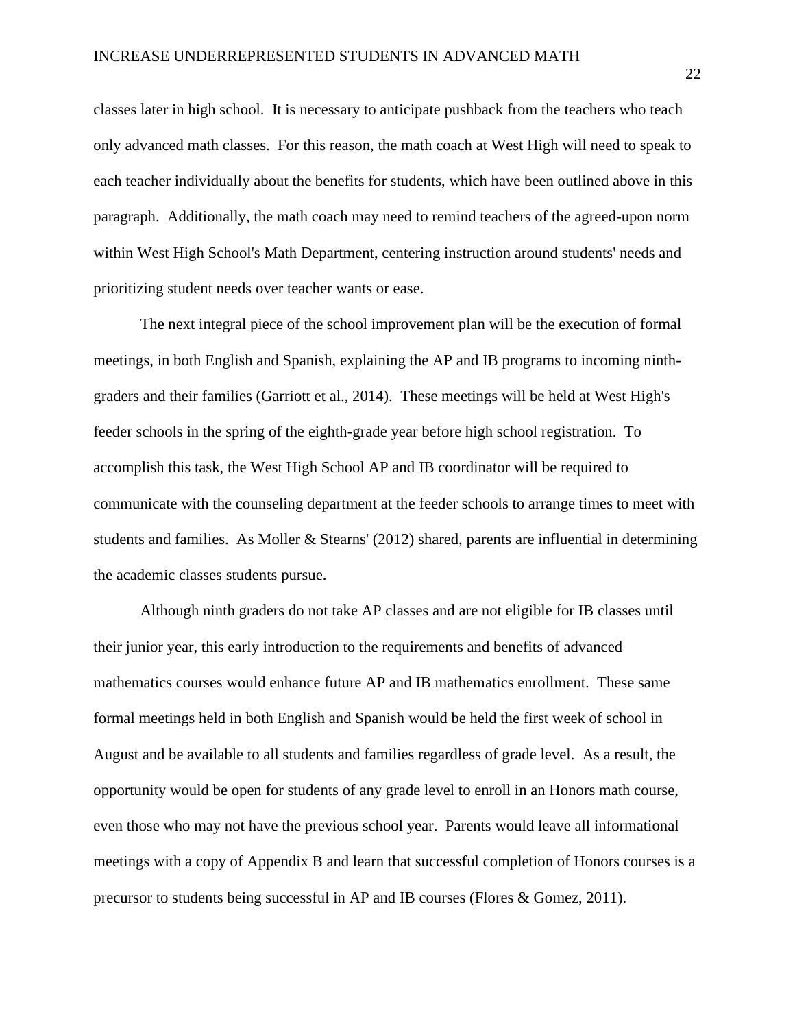classes later in high school. It is necessary to anticipate pushback from the teachers who teach only advanced math classes. For this reason, the math coach at West High will need to speak to each teacher individually about the benefits for students, which have been outlined above in this paragraph. Additionally, the math coach may need to remind teachers of the agreed-upon norm within West High School's Math Department, centering instruction around students' needs and prioritizing student needs over teacher wants or ease.

The next integral piece of the school improvement plan will be the execution of formal meetings, in both English and Spanish, explaining the AP and IB programs to incoming ninth-graders and their families (Garriott et al., 2014). These meetings will be held at West High's feeder schools in the spring of the eighth-grade year before high school registration. To accomplish this task, the West High School AP and IB coordinator will be required to communicate with the counseling department at the feeder schools to arrange times to meet with students and families. As Moller & Stearns' (2012) shared, parents are influential in determining the academic classes students pursue.

Although ninth graders do not take AP classes and are not eligible for IB classes until their junior year, this early introduction to the requirements and benefits of advanced mathematics courses would enhance future AP and IB mathematics enrollment. These same formal meetings held in both English and Spanish would be held the first week of school in August and be available to all students and families regardless of grade level. As a result, the opportunity would be open for students of any grade level to enroll in an Honors math course, even those who may not have the previous school year. Parents would leave all informational meetings with a copy of Appendix B and learn that successful completion of Honors courses is a precursor to students being successful in AP and IB courses (Flores & Gomez, 2011).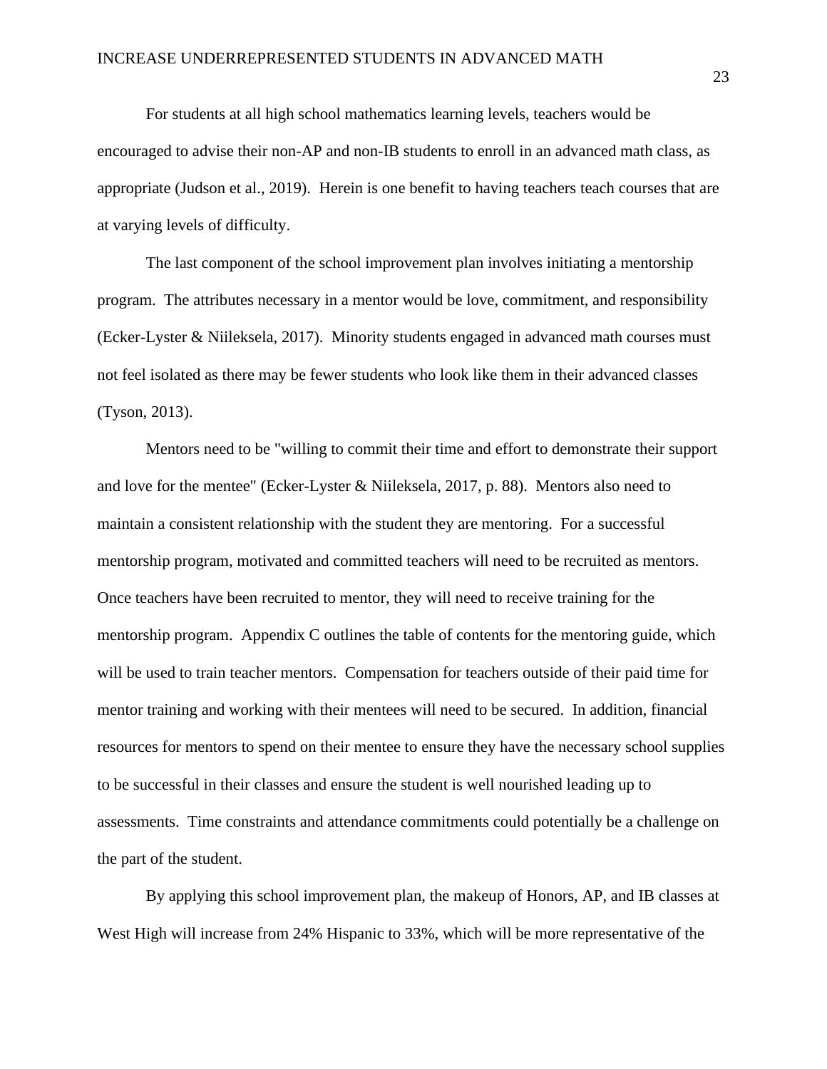For students at all high school mathematics learning levels, teachers would be encouraged to advise their non-AP and non-IB students to enroll in an advanced math class, as appropriate (Judson et al., 2019). Herein is one benefit to having teachers teach courses that are at varying levels of difficulty.

The last component of the school improvement plan involves initiating a mentorship program. The attributes necessary in a mentor would be love, commitment, and responsibility (Ecker-Lyster & Niileksela, 2017). Minority students engaged in advanced math courses must not feel isolated as there may be fewer students who look like them in their advanced classes (Tyson, 2013).

Mentors need to be "willing to commit their time and effort to demonstrate their support and love for the mentee" (Ecker-Lyster & Niileksela, 2017, p. 88). Mentors also need to maintain a consistent relationship with the student they are mentoring. For a successful mentorship program, motivated and committed teachers will need to be recruited as mentors. Once teachers have been recruited to mentor, they will need to receive training for the mentorship program. Appendix C outlines the table of contents for the mentoring guide, which will be used to train teacher mentors. Compensation for teachers outside of their paid time for mentor training and working with their mentees will need to be secured. In addition, financial resources for mentors to spend on their mentee to ensure they have the necessary school supplies to be successful in their classes and ensure the student is well nourished leading up to assessments. Time constraints and attendance commitments could potentially be a challenge on the part of the student.

By applying this school improvement plan, the makeup of Honors, AP, and IB classes at West High will increase from 24% Hispanic to 33%, which will be more representative of the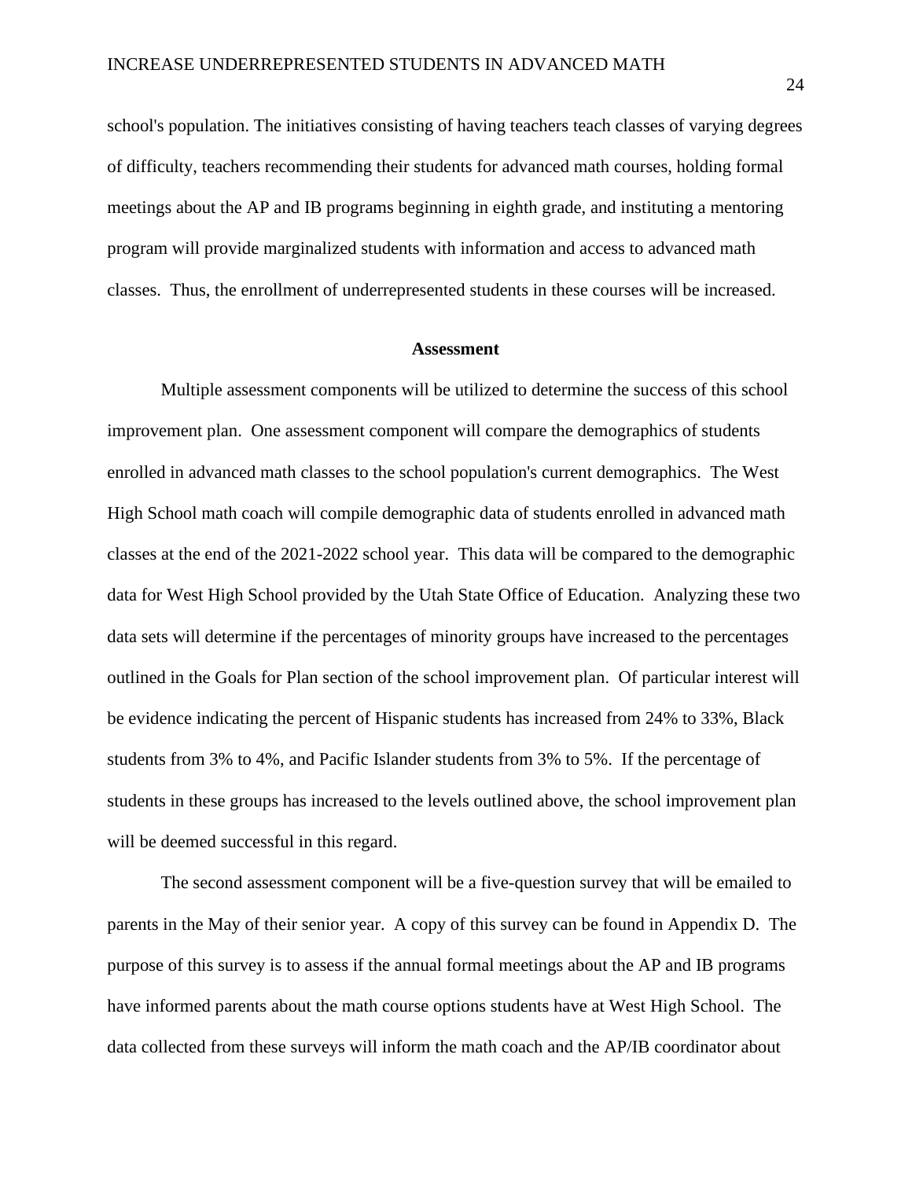school's population. The initiatives consisting of having teachers teach classes of varying degrees of difficulty, teachers recommending their students for advanced math courses, holding formal meetings about the AP and IB programs beginning in eighth grade, and instituting a mentoring program will provide marginalized students with information and access to advanced math classes. Thus, the enrollment of underrepresented students in these courses will be increased.

## Assessment

Multiple assessment components will be utilized to determine the success of this school improvement plan. One assessment component will compare the demographics of students enrolled in advanced math classes to the school population's current demographics. The West High School math coach will compile demographic data of students enrolled in advanced math classes at the end of the 2021-2022 school year. This data will be compared to the demographic data for West High School provided by the Utah State Office of Education. Analyzing these two data sets will determine if the percentages of minority groups have increased to the percentages outlined in the Goals for Plan section of the school improvement plan. Of particular interest will be evidence indicating the percent of Hispanic students has increased from 24% to 33%, Black students from 3% to 4%, and Pacific Islander students from 3% to 5%. If the percentage of students in these groups has increased to the levels outlined above, the school improvement plan will be deemed successful in this regard.

The second assessment component will be a five-question survey that will be emailed to parents in the May of their senior year. A copy of this survey can be found in Appendix D. The purpose of this survey is to assess if the annual formal meetings about the AP and IB programs have informed parents about the math course options students have at West High School. The data collected from these surveys will inform the math coach and the AP/IB coordinator about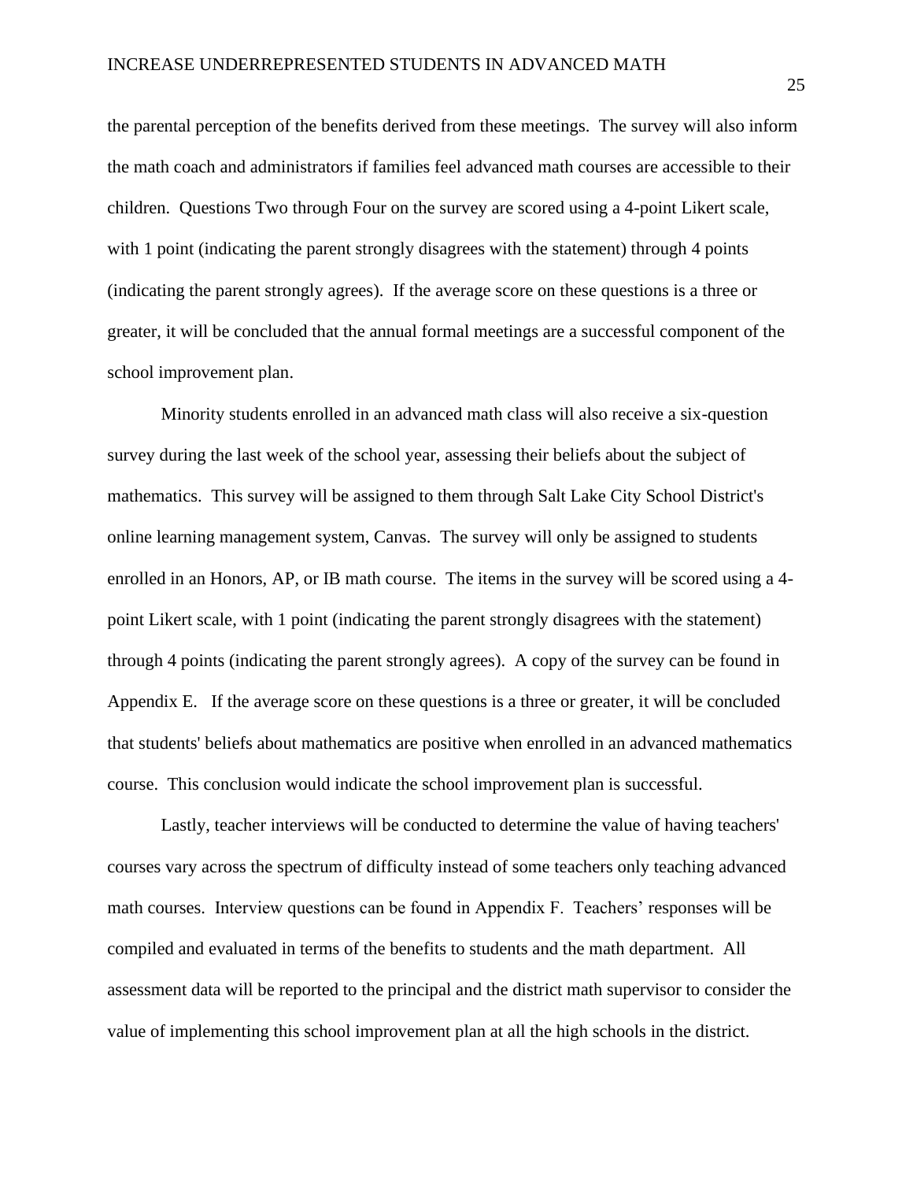the parental perception of the benefits derived from these meetings. The survey will also inform the math coach and administrators if families feel advanced math courses are accessible to their children. Questions Two through Four on the survey are scored using a 4-point Likert scale, with 1 point (indicating the parent strongly disagrees with the statement) through 4 points (indicating the parent strongly agrees). If the average score on these questions is a three or greater, it will be concluded that the annual formal meetings are a successful component of the school improvement plan.

Minority students enrolled in an advanced math class will also receive a six-question survey during the last week of the school year, assessing their beliefs about the subject of mathematics. This survey will be assigned to them through Salt Lake City School District's online learning management system, Canvas. The survey will only be assigned to students enrolled in an Honors, AP, or IB math course. The items in the survey will be scored using a 4-point Likert scale, with 1 point (indicating the parent strongly disagrees with the statement) through 4 points (indicating the parent strongly agrees). A copy of the survey can be found in Appendix E. If the average score on these questions is a three or greater, it will be concluded that students' beliefs about mathematics are positive when enrolled in an advanced mathematics course. This conclusion would indicate the school improvement plan is successful.

Lastly, teacher interviews will be conducted to determine the value of having teachers' courses vary across the spectrum of difficulty instead of some teachers only teaching advanced math courses. Interview questions can be found in Appendix F. Teachers' responses will be compiled and evaluated in terms of the benefits to students and the math department. All assessment data will be reported to the principal and the district math supervisor to consider the value of implementing this school improvement plan at all the high schools in the district.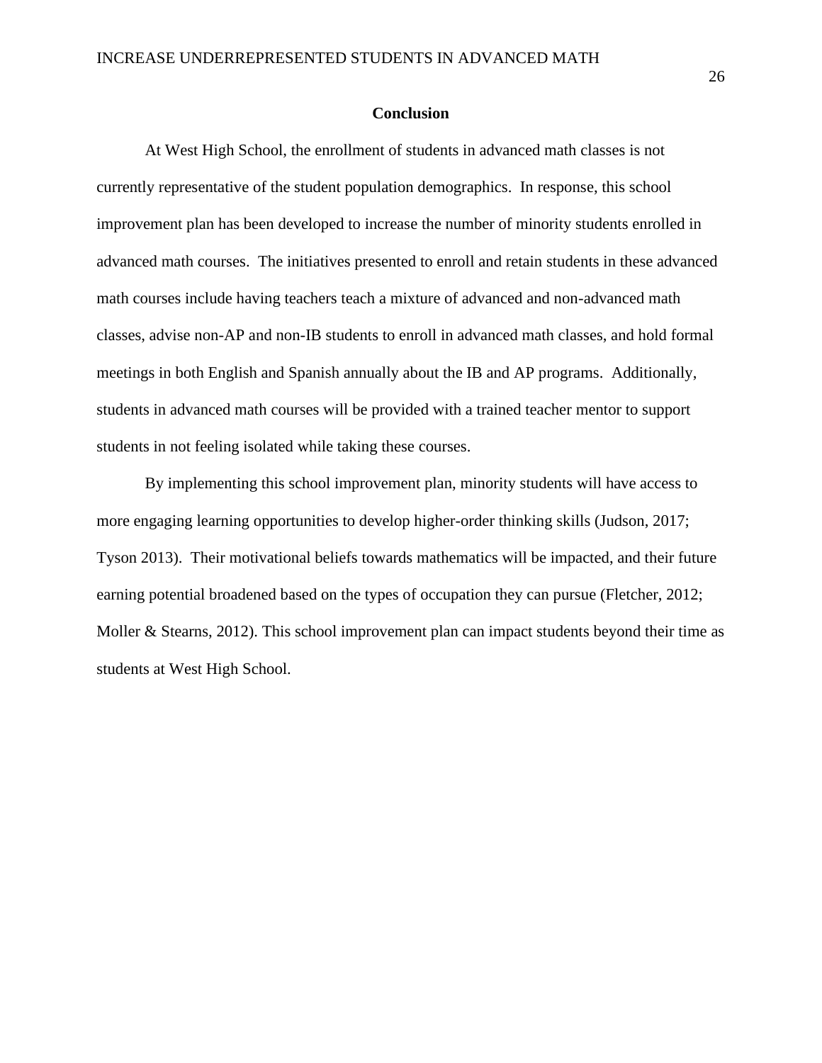## Conclusion

At West High School, the enrollment of students in advanced math classes is not currently representative of the student population demographics. In response, this school improvement plan has been developed to increase the number of minority students enrolled in advanced math courses. The initiatives presented to enroll and retain students in these advanced math courses include having teachers teach a mixture of advanced and non-advanced math classes, advise non-AP and non-IB students to enroll in advanced math classes, and hold formal meetings in both English and Spanish annually about the IB and AP programs. Additionally, students in advanced math courses will be provided with a trained teacher mentor to support students in not feeling isolated while taking these courses.

By implementing this school improvement plan, minority students will have access to more engaging learning opportunities to develop higher-order thinking skills (Judson, 2017; Tyson 2013). Their motivational beliefs towards mathematics will be impacted, and their future earning potential broadened based on the types of occupation they can pursue (Fletcher, 2012; Moller & Stearns, 2012). This school improvement plan can impact students beyond their time as students at West High School.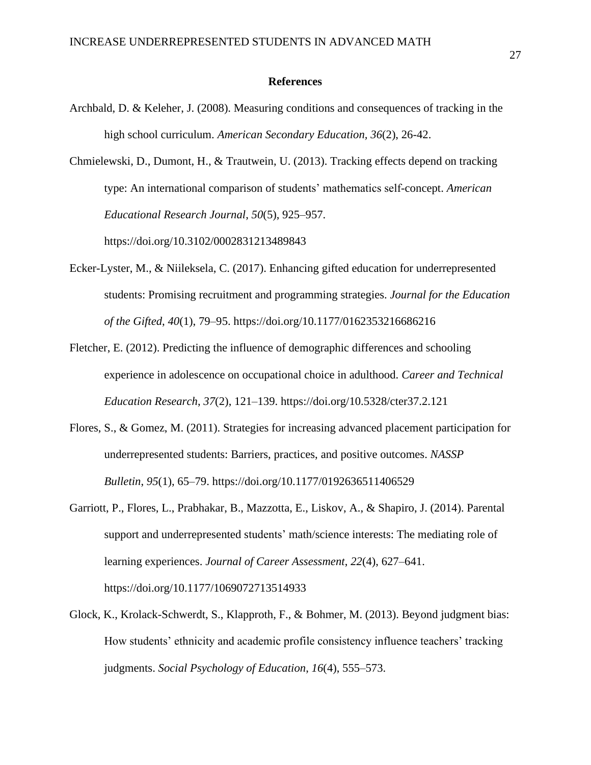# References

Archbald, D. & Keleher, J. (2008). Measuring conditions and consequences of tracking in the high school curriculum. *American Secondary Education, 36*(2), 26-42.

Chmielewski, D., Dumont, H., & Trautwein, U. (2013). Tracking effects depend on tracking type: An international comparison of students' mathematics self-concept. *American Educational Research Journal*, *50*(5), 925–957. https://doi.org/10.3102/0002831213489843

Ecker-Lyster, M., & Niileksela, C. (2017). Enhancing gifted education for underrepresented students: Promising recruitment and programming strategies. *Journal for the Education of the Gifted*, *40*(1), 79–95. https://doi.org/10.1177/0162353216686216

Fletcher, E. (2012). Predicting the influence of demographic differences and schooling experience in adolescence on occupational choice in adulthood. *Career and Technical Education Research*, *37*(2), 121–139. https://doi.org/10.5328/cter37.2.121

Flores, S., & Gomez, M. (2011). Strategies for increasing advanced placement participation for underrepresented students: Barriers, practices, and positive outcomes. *NASSP Bulletin*, *95*(1), 65–79. https://doi.org/10.1177/0192636511406529

Garriott, P., Flores, L., Prabhakar, B., Mazzotta, E., Liskov, A., & Shapiro, J. (2014). Parental support and underrepresented students' math/science interests: The mediating role of learning experiences. *Journal of Career Assessment*, *22*(4), 627–641. https://doi.org/10.1177/1069072713514933

Glock, K., Krolack-Schwerdt, S., Klapproth, F., & Bohmer, M. (2013). Beyond judgment bias: How students' ethnicity and academic profile consistency influence teachers' tracking judgments. *Social Psychology of Education*, *16*(4), 555–573.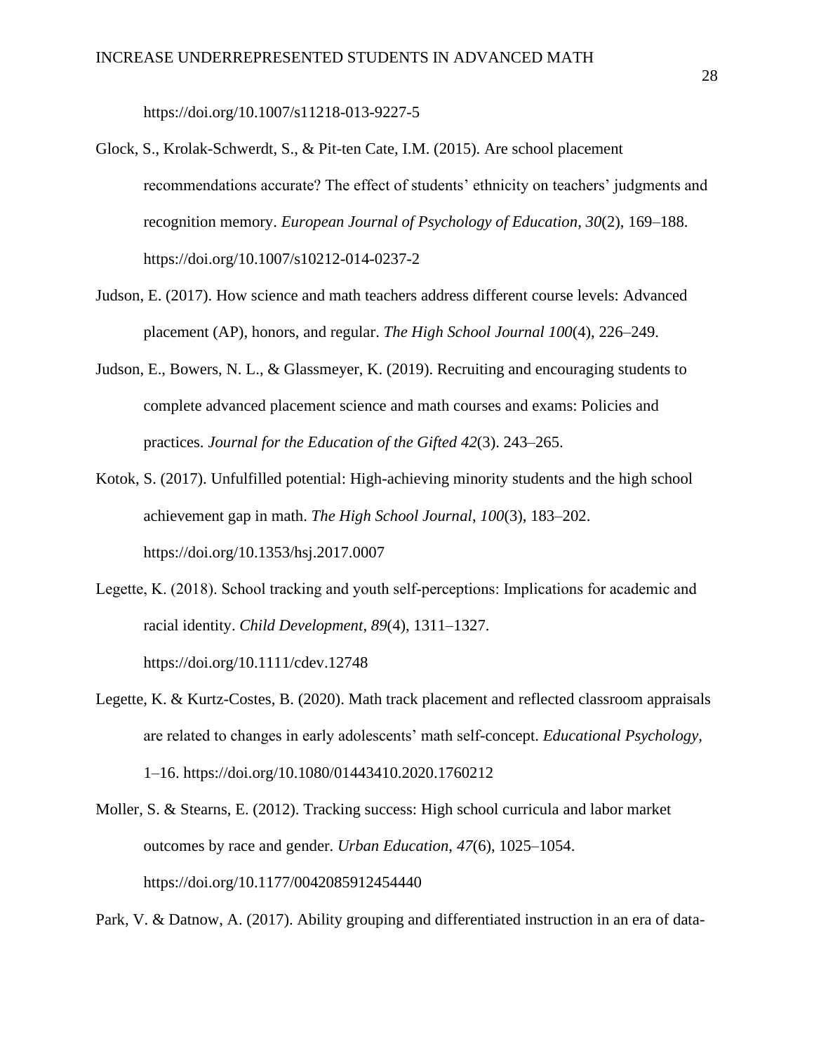https://doi.org/10.1007/s11218-013-9227-5

Glock, S., Krolak-Schwerdt, S., & Pit-ten Cate, I.M. (2015). Are school placement recommendations accurate? The effect of students' ethnicity on teachers' judgments and recognition memory. *European Journal of Psychology of Education*, *30*(2), 169–188. https://doi.org/10.1007/s10212-014-0237-2

Judson, E. (2017). How science and math teachers address different course levels: Advanced placement (AP), honors, and regular. *The High School Journal 100*(4), 226–249.

Judson, E., Bowers, N. L., & Glassmeyer, K. (2019). Recruiting and encouraging students to complete advanced placement science and math courses and exams: Policies and practices. *Journal for the Education of the Gifted 42*(3). 243–265.

Kotok, S. (2017). Unfulfilled potential: High-achieving minority students and the high school achievement gap in math. *The High School Journal*, *100*(3), 183–202. https://doi.org/10.1353/hsj.2017.0007

Legette, K. (2018). School tracking and youth self-perceptions: Implications for academic and racial identity. *Child Development*, *89*(4), 1311–1327. https://doi.org/10.1111/cdev.12748

Legette, K. & Kurtz-Costes, B. (2020). Math track placement and reflected classroom appraisals are related to changes in early adolescents' math self-concept. *Educational Psychology,* 1–16. https://doi.org/10.1080/01443410.2020.1760212

Moller, S. & Stearns, E. (2012). Tracking success: High school curricula and labor market outcomes by race and gender. *Urban Education*, *47*(6), 1025–1054. https://doi.org/10.1177/0042085912454440

Park, V. & Datnow, A. (2017). Ability grouping and differentiated instruction in an era of data-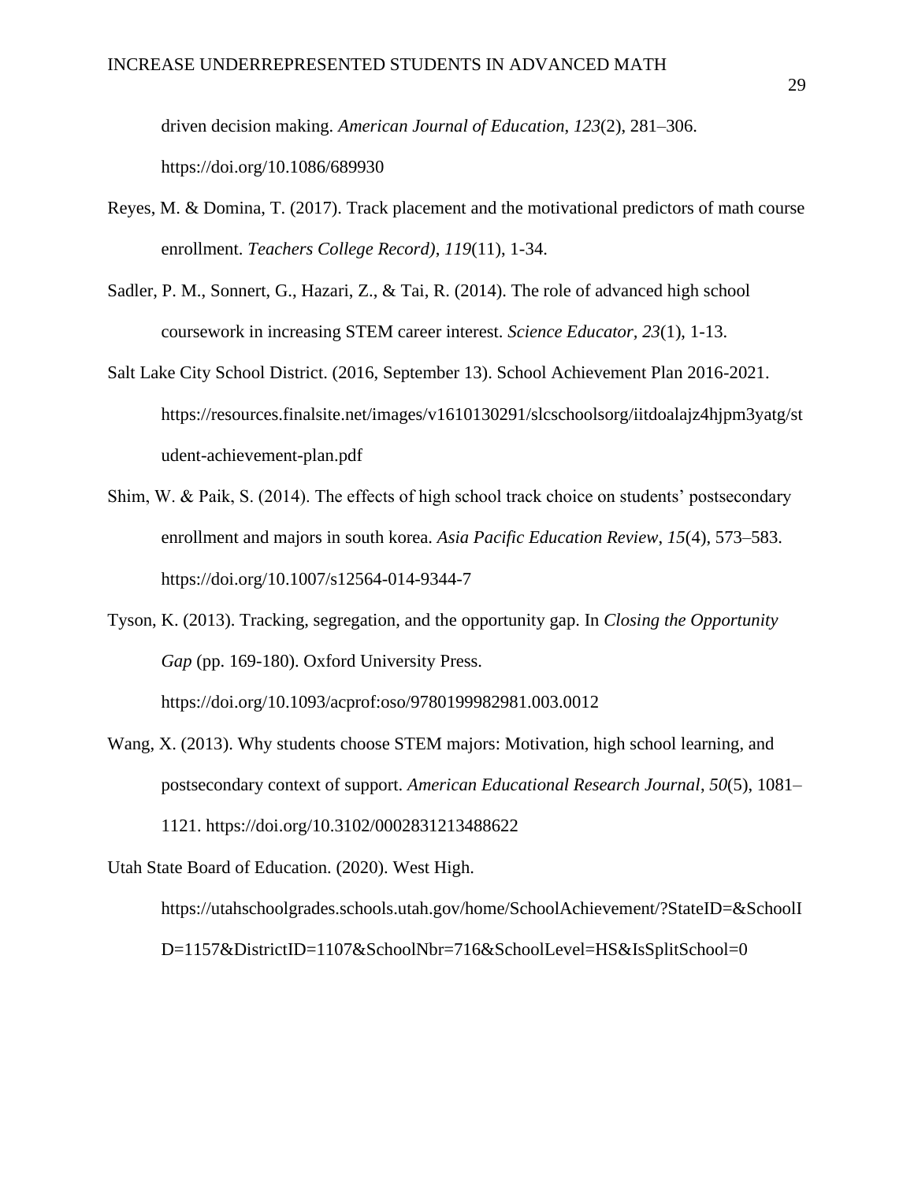driven decision making. *American Journal of Education*, *123*(2), 281–306. https://doi.org/10.1086/689930

Reyes, M. & Domina, T. (2017). Track placement and the motivational predictors of math course enrollment. *Teachers College Record)*, *119*(11), 1-34.

Sadler, P. M., Sonnert, G., Hazari, Z., & Tai, R. (2014). The role of advanced high school coursework in increasing STEM career interest. *Science Educator, 23*(1), 1-13.

Salt Lake City School District. (2016, September 13). School Achievement Plan 2016-2021. https://resources.finalsite.net/images/v1610130291/slcschoolsorg/iitdoalajz4hjpm3yatg/student-achievement-plan.pdf

Shim, W. & Paik, S. (2014). The effects of high school track choice on students' postsecondary enrollment and majors in south korea. *Asia Pacific Education Review*, *15*(4), 573–583. https://doi.org/10.1007/s12564-014-9344-7

Tyson, K. (2013). Tracking, segregation, and the opportunity gap. In *Closing the Opportunity Gap* (pp. 169-180). Oxford University Press. https://doi.org/10.1093/acprof:oso/9780199982981.003.0012

Wang, X. (2013). Why students choose STEM majors: Motivation, high school learning, and postsecondary context of support. *American Educational Research Journal*, *50*(5), 1081–1121. https://doi.org/10.3102/0002831213488622

Utah State Board of Education. (2020). West High. https://utahschoolgrades.schools.utah.gov/home/SchoolAchievement/?StateID=&SchoolID=1157&DistrictID=1107&SchoolNbr=716&SchoolLevel=HS&IsSplitSchool=0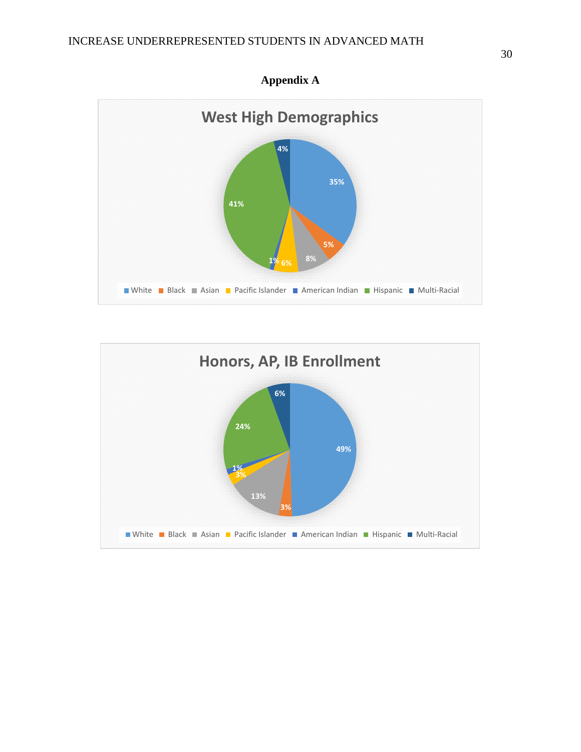# Appendix A

**West High Demographics**

| Group | Percentage |
| --- | --- |
| White | 35% |
| Black | 5% |
| Asian | 8% |
| Pacific Islander | 6% |
| American Indian | 1% |
| Hispanic | 41% |
| Multi-Racial | 4% |

**Honors, AP, IB Enrollment**

| Group | Percentage |
| --- | --- |
| White | 49% |
| Black | 3% |
| Asian | 13% |
| Pacific Islander | 3% |
| American Indian | 1% |
| Hispanic | 24% |
| Multi-Racial | 6% |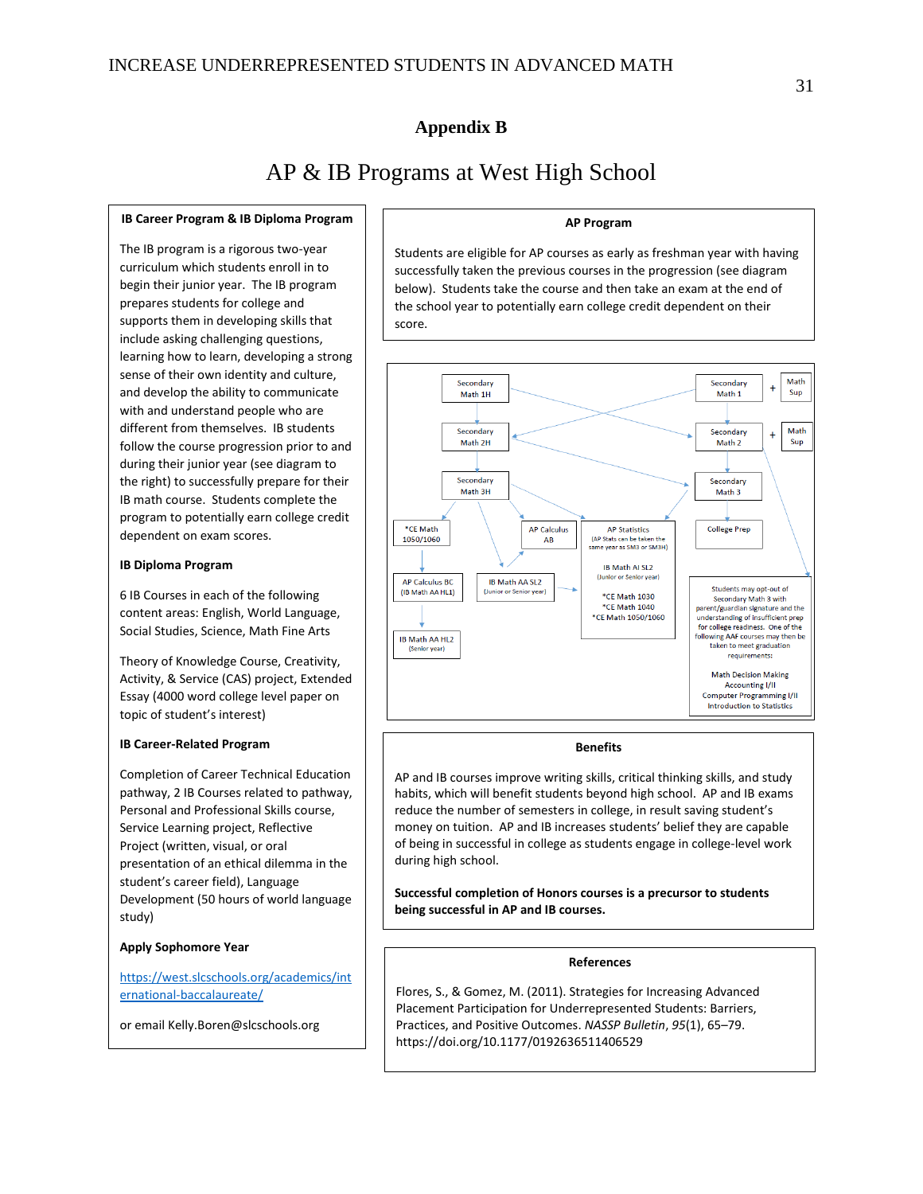## Appendix B

# AP & IB Programs at West High School

### IB Career Program & IB Diploma Program

The IB program is a rigorous two-year curriculum which students enroll in to begin their junior year. The IB program prepares students for college and supports them in developing skills that include asking challenging questions, learning how to learn, developing a strong sense of their own identity and culture, and develop the ability to communicate with and understand people who are different from themselves. IB students follow the course progression prior to and during their junior year (see diagram to the right) to successfully prepare for their IB math course. Students complete the program to potentially earn college credit dependent on exam scores.

**IB Diploma Program**

6 IB Courses in each of the following content areas: English, World Language, Social Studies, Science, Math Fine Arts

Theory of Knowledge Course, Creativity, Activity, & Service (CAS) project, Extended Essay (4000 word college level paper on topic of student's interest)

**IB Career-Related Program**

Completion of Career Technical Education pathway, 2 IB Courses related to pathway, Personal and Professional Skills course, Service Learning project, Reflective Project (written, visual, or oral presentation of an ethical dilemma in the student's career field), Language Development (50 hours of world language study)

**Apply Sophomore Year**

https://west.slcschools.org/academics/international-baccalaureate/

or email Kelly.Boren@slcschools.org

### AP Program

Students are eligible for AP courses as early as freshman year with having successfully taken the previous courses in the progression (see diagram below). Students take the course and then take an exam at the end of the school year to potentially earn college credit dependent on their score.

Secondary Math 1H

Secondary Math 2H

Secondary Math 3H

*CE Math 1050/1060

AP Calculus BC (IB Math AA HL1)

IB Math AA HL2 (Senior year)

IB Math AA SL2 (Junior or Senior year)

AP Calculus AB

AP Statistics (AP Stats can be taken the same year as SM3 or SM3H)

IB Math AI SL2 (Junior or Senior year)

*CE Math 1030
*CE Math 1040
*CE Math 1050/1060

Secondary Math 1 + Math Sup

Secondary Math 2 + Math Sup

Secondary Math 3

College Prep

Students may opt-out of Secondary Math 3 with parent/guardian signature and the understanding of insufficient prep for college readiness. One of the following AAF courses may then be taken to meet graduation requirements:

Math Decision Making
Accounting I/II
Computer Programming I/II
Introduction to Statistics

### Benefits

AP and IB courses improve writing skills, critical thinking skills, and study habits, which will benefit students beyond high school. AP and IB exams reduce the number of semesters in college, in result saving student's money on tuition. AP and IB increases students' belief they are capable of being in successful in college as students engage in college-level work during high school.

**Successful completion of Honors courses is a precursor to students being successful in AP and IB courses.**

### References

Flores, S., & Gomez, M. (2011). Strategies for Increasing Advanced Placement Participation for Underrepresented Students: Barriers, Practices, and Positive Outcomes. *NASSP Bulletin*, *95*(1), 65–79. https://doi.org/10.1177/0192636511406529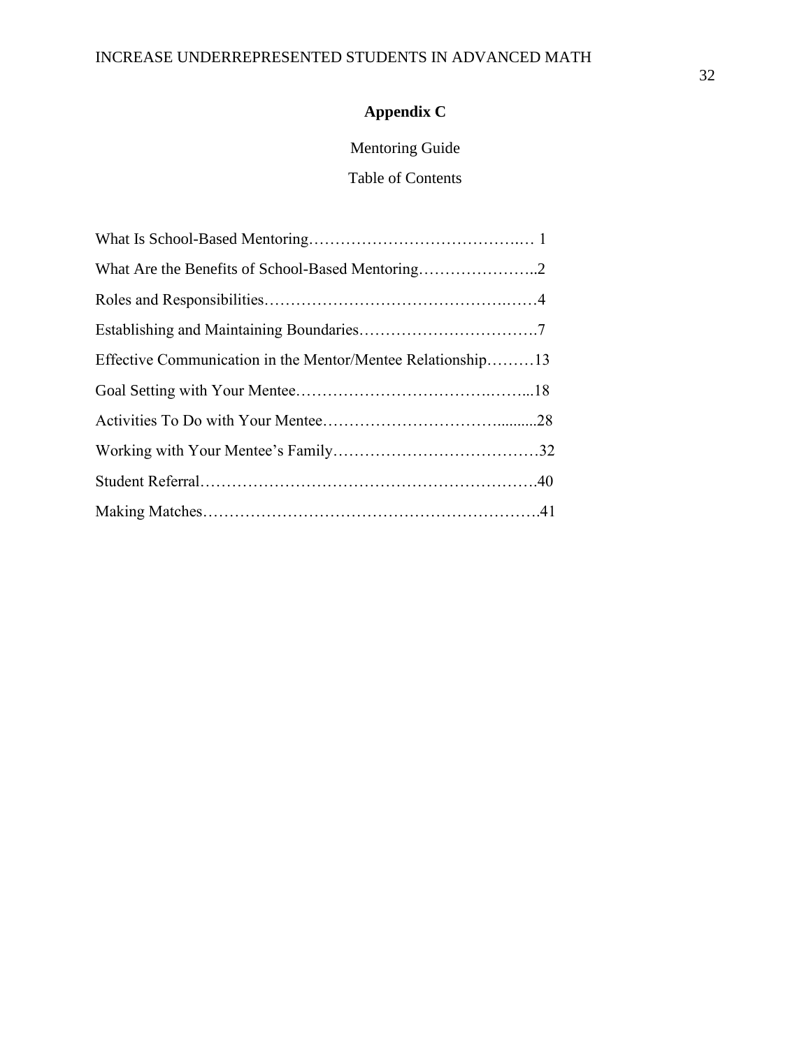# Appendix C

Mentoring Guide

Table of Contents

What Is School-Based Mentoring……………………………….… 1

What Are the Benefits of School-Based Mentoring…………………..2

Roles and Responsibilities…………………………………….……4

Establishing and Maintaining Boundaries…………………………….7

Effective Communication in the Mentor/Mentee Relationship………13

Goal Setting with Your Mentee…………………………….……...18

Activities To Do with Your Mentee…………………………..........28

Working with Your Mentee's Family…………………………………32

Student Referral……………………………………………….…….40

Making Matches…………………………………………………….41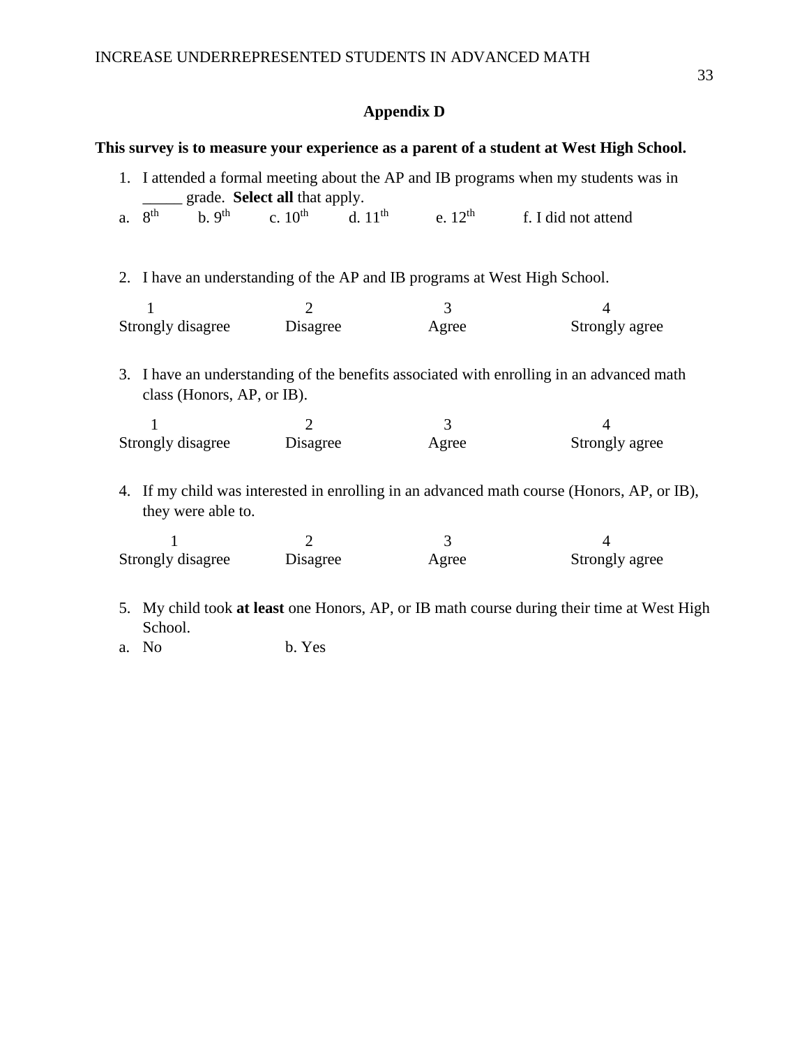## Appendix D

**This survey is to measure your experience as a parent of a student at West High School.**

1. I attended a formal meeting about the AP and IB programs when my students was in _____ grade.  **Select all** that apply.

   a. 8th   b. 9th   c. 10th   d. 11th   e. 12th   f. I did not attend

2. I have an understanding of the AP and IB programs at West High School.

| 1 | 2 | 3 | 4 |
|---|---|---|---|
| Strongly disagree | Disagree | Agree | Strongly agree |

3. I have an understanding of the benefits associated with enrolling in an advanced math class (Honors, AP, or IB).

| 1 | 2 | 3 | 4 |
|---|---|---|---|
| Strongly disagree | Disagree | Agree | Strongly agree |

4. If my child was interested in enrolling in an advanced math course (Honors, AP, or IB), they were able to.

| 1 | 2 | 3 | 4 |
|---|---|---|---|
| Strongly disagree | Disagree | Agree | Strongly agree |

5. My child took **at least** one Honors, AP, or IB math course during their time at West High School.

   a. No   b. Yes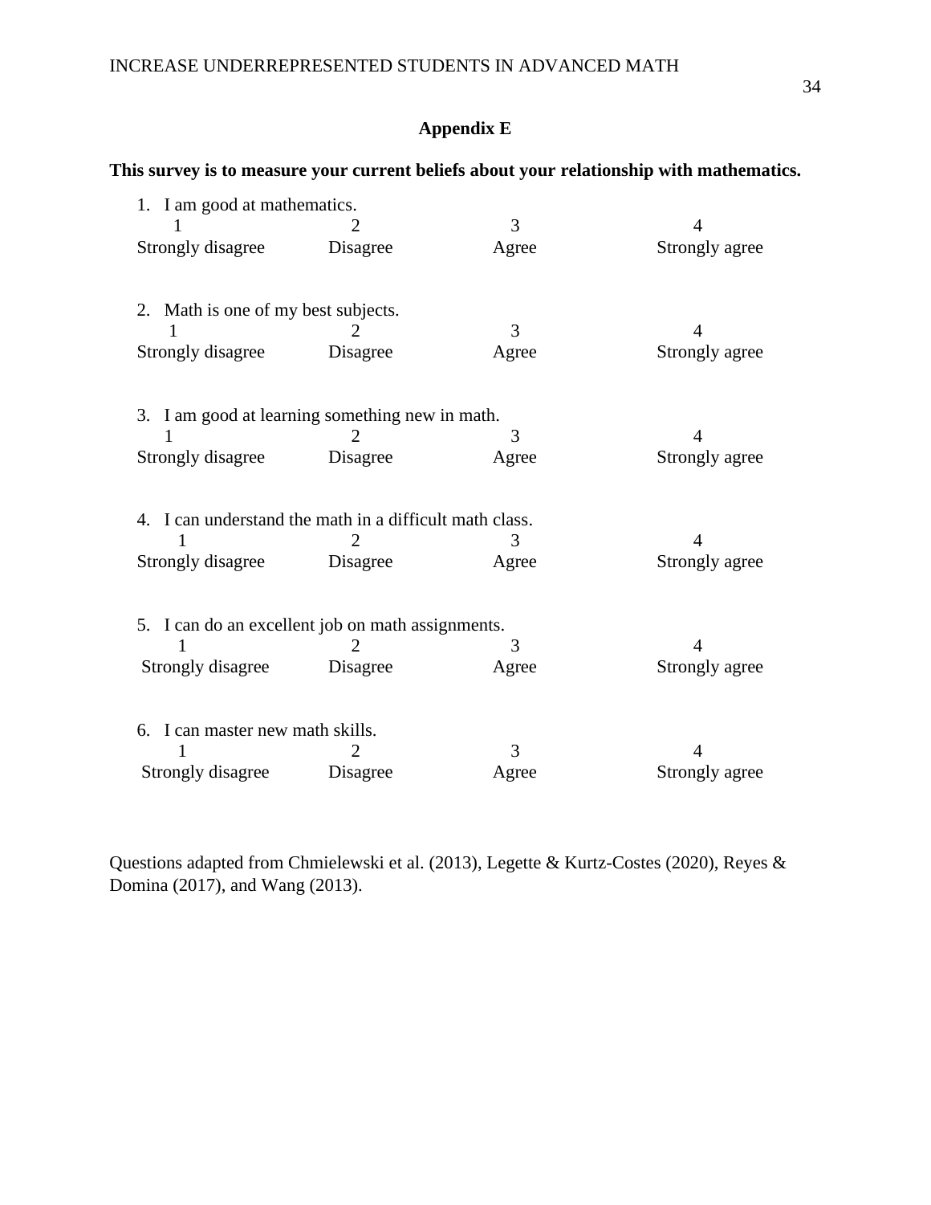## Appendix E

**This survey is to measure your current beliefs about your relationship with mathematics.**

1. I am good at mathematics.

| 1 | 2 | 3 | 4 |
|---|---|---|---|
| Strongly disagree | Disagree | Agree | Strongly agree |

2. Math is one of my best subjects.

| 1 | 2 | 3 | 4 |
|---|---|---|---|
| Strongly disagree | Disagree | Agree | Strongly agree |

3. I am good at learning something new in math.

| 1 | 2 | 3 | 4 |
|---|---|---|---|
| Strongly disagree | Disagree | Agree | Strongly agree |

4. I can understand the math in a difficult math class.

| 1 | 2 | 3 | 4 |
|---|---|---|---|
| Strongly disagree | Disagree | Agree | Strongly agree |

5. I can do an excellent job on math assignments.

| 1 | 2 | 3 | 4 |
|---|---|---|---|
| Strongly disagree | Disagree | Agree | Strongly agree |

6. I can master new math skills.

| 1 | 2 | 3 | 4 |
|---|---|---|---|
| Strongly disagree | Disagree | Agree | Strongly agree |

Questions adapted from Chmielewski et al. (2013), Legette & Kurtz-Costes (2020), Reyes & Domina (2017), and Wang (2013).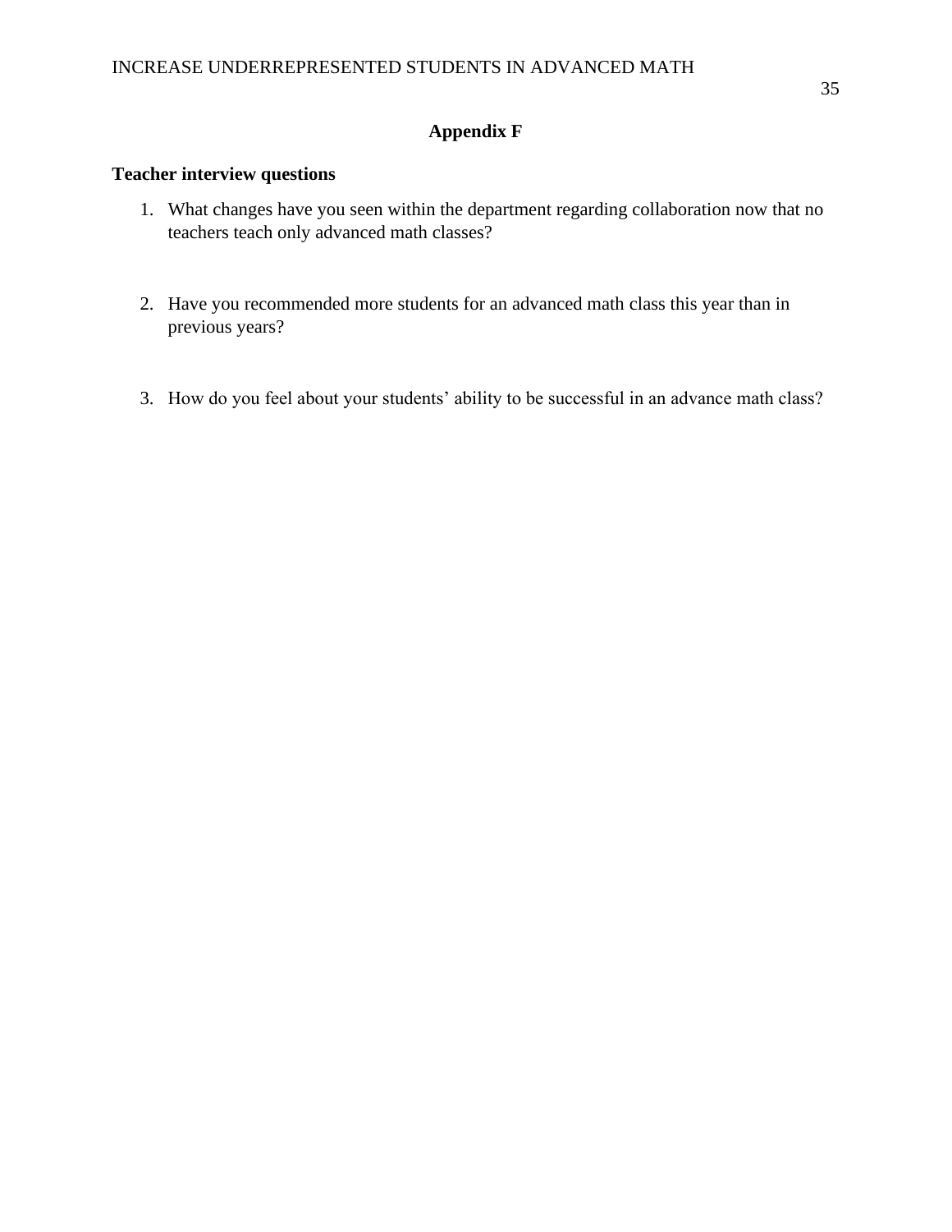## Appendix F

**Teacher interview questions**

1. What changes have you seen within the department regarding collaboration now that no teachers teach only advanced math classes?

2. Have you recommended more students for an advanced math class this year than in previous years?

3. How do you feel about your students' ability to be successful in an advance math class?